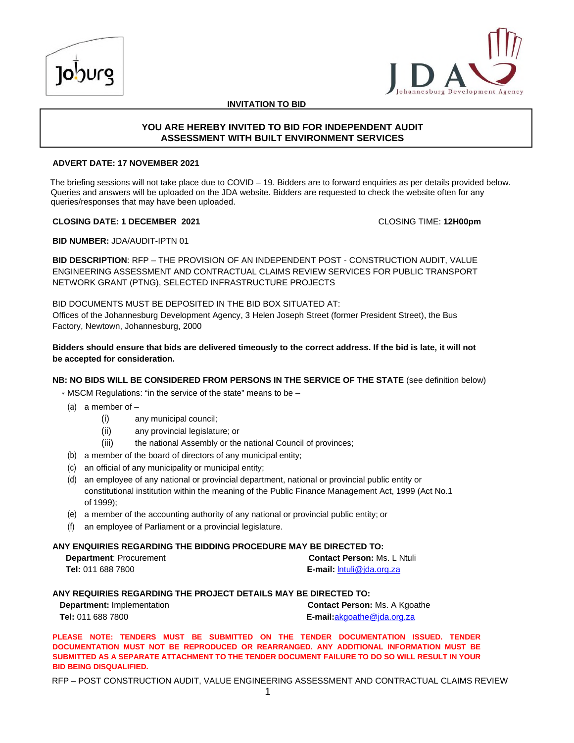**INVITATION TO BID**

## YOU ARE HEREBY INVITED TO BID FOR INDEPENDENT AUDIT ASSESSMENT WITH BUILT ENVIRONMENT SERVICES

**ADVERT DATE: 17 NOVEMBER 2021**

The briefing sessions will not take place due to COVID – 19. Bidders are to forward enquiries as per details provided below. Queries and answers will be uploaded on the JDA website. Bidders are requested to check the website often for any queries/responses that may have been uploaded.

**CLOSING DATE: 1 DECEMBER 2021** CLOSING TIME: **12H00pm**

**BID NUMBER:** JDA/AUDIT-IPTN 01

**BID DESCRIPTION**: RFP – THE PROVISION OF AN INDEPENDENT POST - CONSTRUCTION AUDIT, VALUE ENGINEERING ASSESSMENT AND CONTRACTUAL CLAIMS REVIEW SERVICES FOR PUBLIC TRANSPORT NETWORK GRANT (PTNG), SELECTED INFRASTRUCTURE PROJECTS

BID DOCUMENTS MUST BE DEPOSITED IN THE BID BOX SITUATED AT:
Offices of the Johannesburg Development Agency, 3 Helen Joseph Street (former President Street), the Bus Factory, Newtown, Johannesburg, 2000

**Bidders should ensure that bids are delivered timeously to the correct address. If the bid is late, it will not be accepted for consideration.**

**NB: NO BIDS WILL BE CONSIDERED FROM PERSONS IN THE SERVICE OF THE STATE** (see definition below)

* MSCM Regulations: "in the service of the state" means to be –
  - (a) a member of –
    - (i) any municipal council;
    - (ii) any provincial legislature; or
    - (iii) the national Assembly or the national Council of provinces;
  - (b) a member of the board of directors of any municipal entity;
  - (c) an official of any municipality or municipal entity;
  - (d) an employee of any national or provincial department, national or provincial public entity or constitutional institution within the meaning of the Public Finance Management Act, 1999 (Act No.1 of 1999);
  - (e) a member of the accounting authority of any national or provincial public entity; or
  - (f) an employee of Parliament or a provincial legislature.

**ANY ENQUIRIES REGARDING THE BIDDING PROCEDURE MAY BE DIRECTED TO:**

**Department**: Procurement
**Tel:** 011 688 7800
**Contact Person:** Ms. L Ntuli
**E-mail:** lntuli@jda.org.za

**ANY REQUIRIES REGARDING THE PROJECT DETAILS MAY BE DIRECTED TO:**

**Department:** Implementation
**Tel:** 011 688 7800
**Contact Person:** Ms. A Kgoathe
**E-mail:** akgoathe@jda.org.za

**PLEASE NOTE: TENDERS MUST BE SUBMITTED ON THE TENDER DOCUMENTATION ISSUED. TENDER DOCUMENTATION MUST NOT BE REPRODUCED OR REARRANGED. ANY ADDITIONAL INFORMATION MUST BE SUBMITTED AS A SEPARATE ATTACHMENT TO THE TENDER DOCUMENT FAILURE TO DO SO WILL RESULT IN YOUR BID BEING DISQUALIFIED.**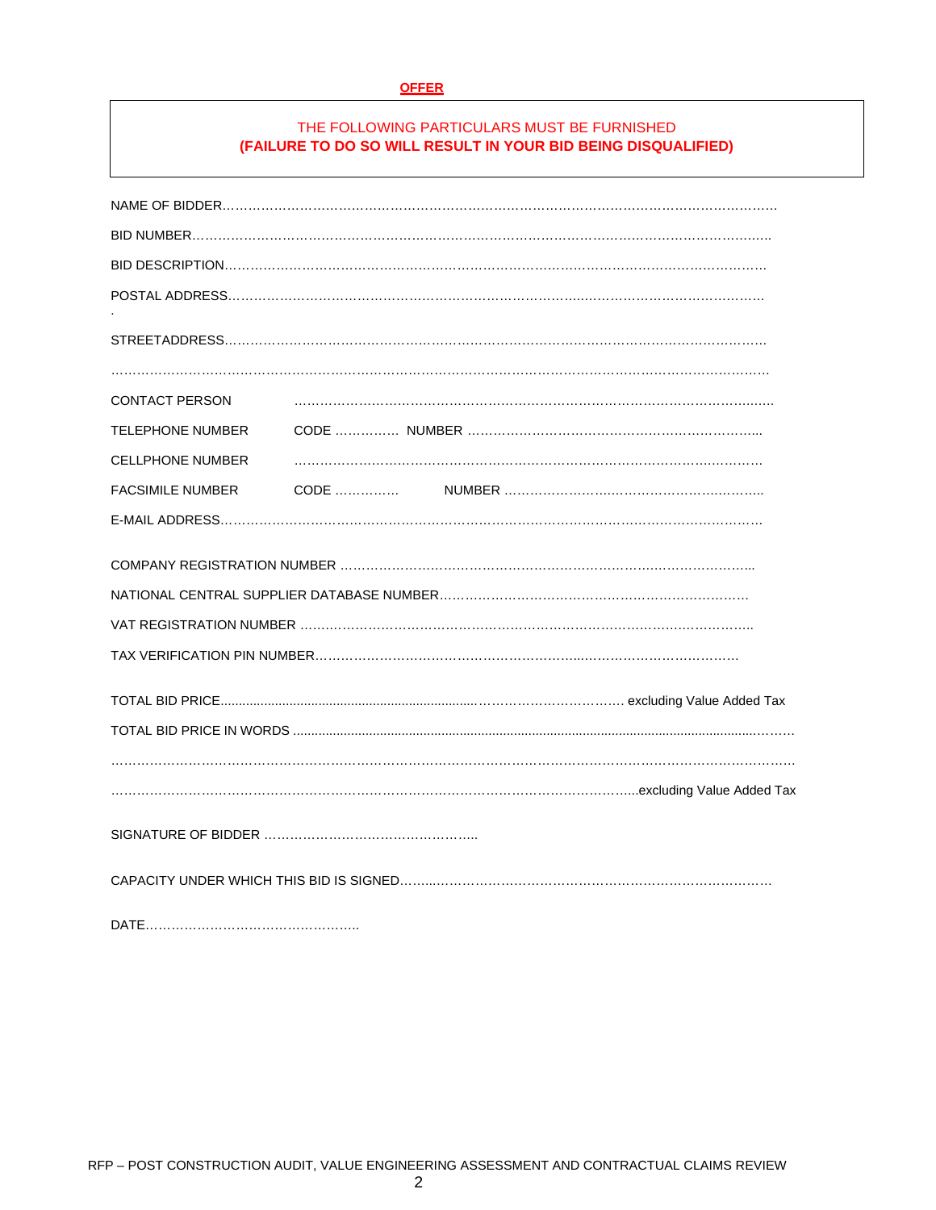**OFFER**

THE FOLLOWING PARTICULARS MUST BE FURNISHED
**(FAILURE TO DO SO WILL RESULT IN YOUR BID BEING DISQUALIFIED)**

NAME OF BIDDER……………………………………………………………………………………………………………

BID NUMBER……………………………………………………………………………………………………………

BID DESCRIPTION……………………………………………………………………………………………………………

POSTAL ADDRESS……………………………………………………………………………………………………………
.

STREETADDRESS……………………………………………………………………………………………………………

……………………………………………………………………………………………………………………………

CONTACT PERSON ……………………………………………………………………………………………

TELEPHONE NUMBER CODE …………… NUMBER ……………………………………………………………

CELLPHONE NUMBER ……………………………………………………………………………………………

FACSIMILE NUMBER CODE …………… NUMBER ……………………………………………………

E-MAIL ADDRESS……………………………………………………………………………………………………………

COMPANY REGISTRATION NUMBER ……………………………………………………………………………………

NATIONAL CENTRAL SUPPLIER DATABASE NUMBER…………………………………………………………………

VAT REGISTRATION NUMBER …………………………………………………………………………………………

TAX VERIFICATION PIN NUMBER……………………………………………………………………………………

TOTAL BID PRICE…………………………………………………………………………… excluding Value Added Tax

TOTAL BID PRICE IN WORDS ……………………………………………………………………………………………

……………………………………………………………………………………………………………………………

……………………………………………………………………………………………………excluding Value Added Tax

SIGNATURE OF BIDDER …………………………………………..

CAPACITY UNDER WHICH THIS BID IS SIGNED………………………………………………………………………

DATE…………………………………………….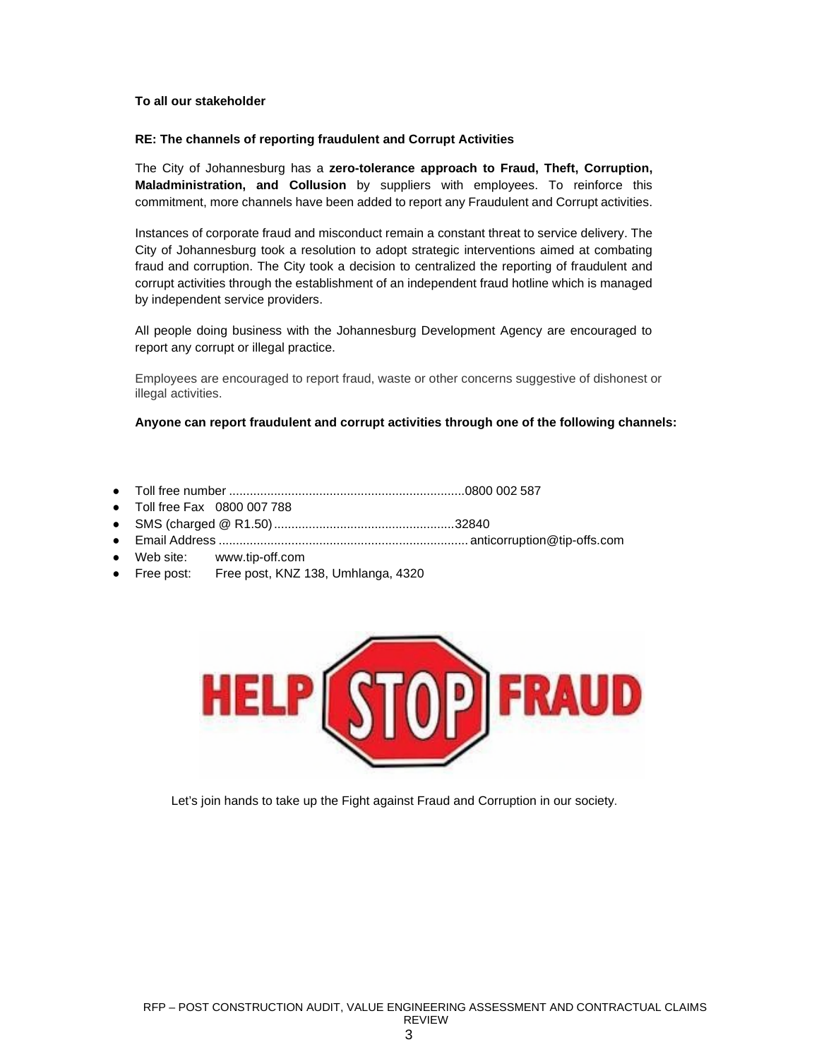**To all our stakeholder**

**RE: The channels of reporting fraudulent and Corrupt Activities**

The City of Johannesburg has a **zero-tolerance approach to Fraud, Theft, Corruption, Maladministration, and Collusion** by suppliers with employees. To reinforce this commitment, more channels have been added to report any Fraudulent and Corrupt activities.

Instances of corporate fraud and misconduct remain a constant threat to service delivery. The City of Johannesburg took a resolution to adopt strategic interventions aimed at combating fraud and corruption. The City took a decision to centralized the reporting of fraudulent and corrupt activities through the establishment of an independent fraud hotline which is managed by independent service providers.

All people doing business with the Johannesburg Development Agency are encouraged to report any corrupt or illegal practice.

Employees are encouraged to report fraud, waste or other concerns suggestive of dishonest or illegal activities.

**Anyone can report fraudulent and corrupt activities through one of the following channels:**

- Toll free number ....................................................................0800 002 587
- Toll free Fax 0800 007 788
- SMS (charged @ R1.50) ....................................................32840
- Email Address ....................................................................... anticorruption@tip-offs.com
- Web site: www.tip-off.com
- Free post: Free post, KNZ 138, Umhlanga, 4320

HELP STOP FRAUD

Let's join hands to take up the Fight against Fraud and Corruption in our society.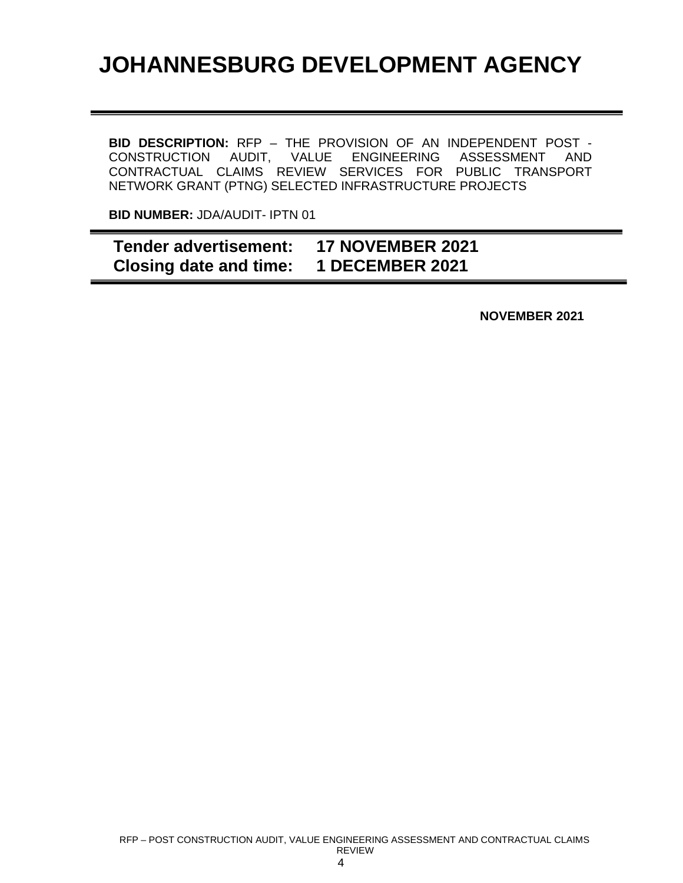# JOHANNESBURG DEVELOPMENT AGENCY

---

**BID DESCRIPTION:** RFP – THE PROVISION OF AN INDEPENDENT POST - CONSTRUCTION AUDIT, VALUE ENGINEERING ASSESSMENT AND CONTRACTUAL CLAIMS REVIEW SERVICES FOR PUBLIC TRANSPORT NETWORK GRANT (PTNG) SELECTED INFRASTRUCTURE PROJECTS

**BID NUMBER:** JDA/AUDIT- IPTN 01

---

**Tender advertisement: 17 NOVEMBER 2021**
**Closing date and time: 1 DECEMBER 2021**

---

**NOVEMBER 2021**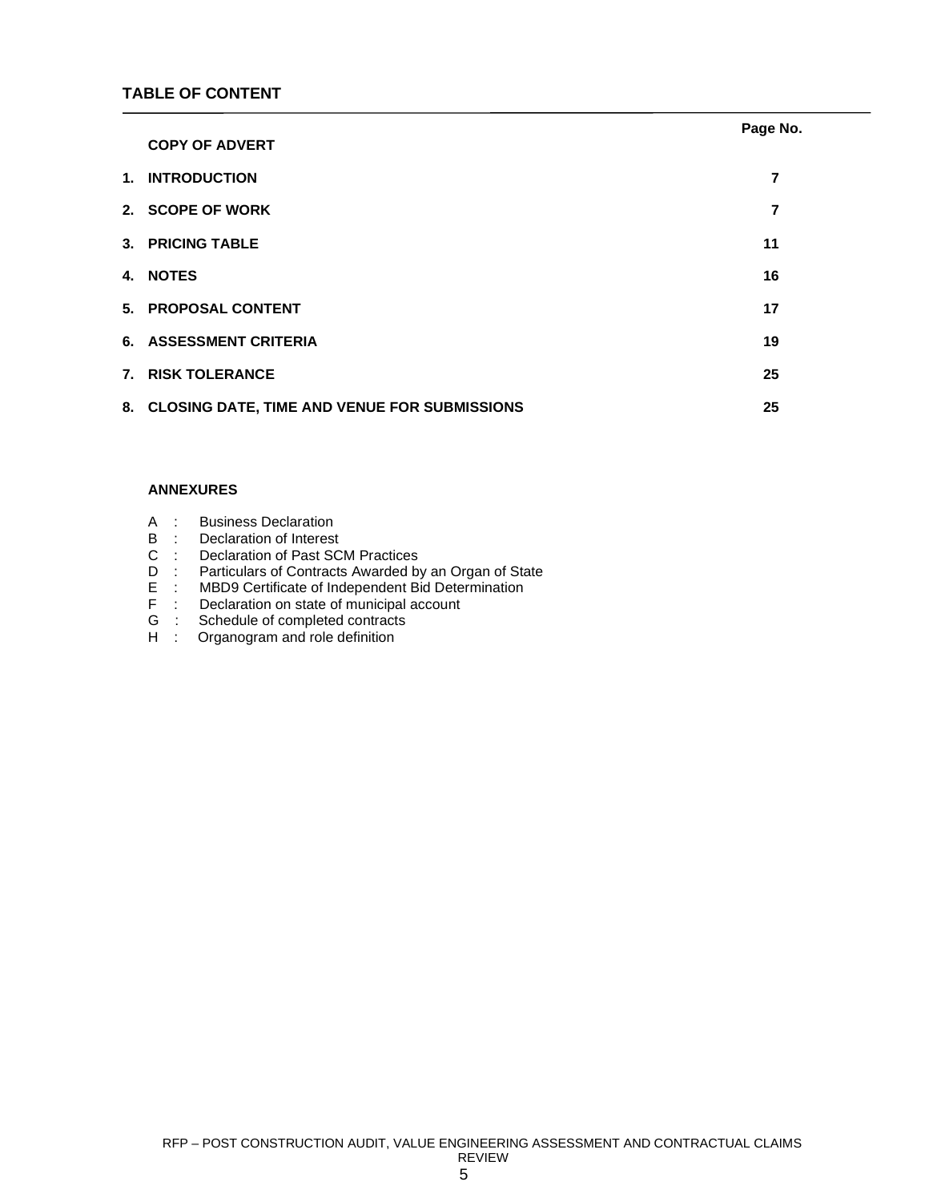## TABLE OF CONTENT

| | | Page No. |
|---|---|---|
| | **COPY OF ADVERT** | |
| **1.** | **INTRODUCTION** | **7** |
| **2.** | **SCOPE OF WORK** | **7** |
| **3.** | **PRICING TABLE** | **11** |
| **4.** | **NOTES** | **16** |
| **5.** | **PROPOSAL CONTENT** | **17** |
| **6.** | **ASSESSMENT CRITERIA** | **19** |
| **7.** | **RISK TOLERANCE** | **25** |
| **8.** | **CLOSING DATE, TIME AND VENUE FOR SUBMISSIONS** | **25** |

**ANNEXURES**

A : Business Declaration
B : Declaration of Interest
C : Declaration of Past SCM Practices
D : Particulars of Contracts Awarded by an Organ of State
E : MBD9 Certificate of Independent Bid Determination
F : Declaration on state of municipal account
G : Schedule of completed contracts
H : Organogram and role definition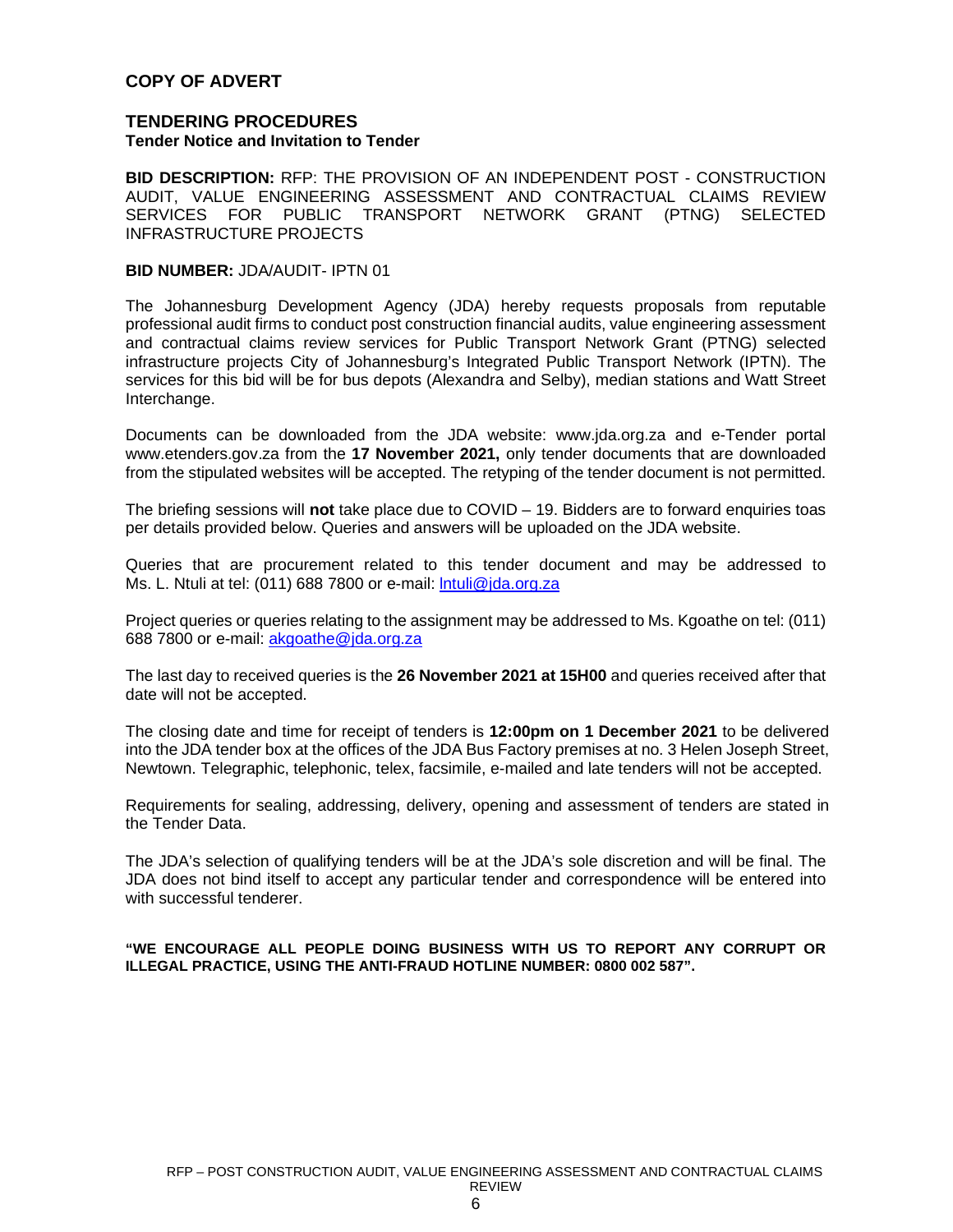## COPY OF ADVERT

### TENDERING PROCEDURES

**Tender Notice and Invitation to Tender**

**BID DESCRIPTION:** RFP: THE PROVISION OF AN INDEPENDENT POST - CONSTRUCTION AUDIT, VALUE ENGINEERING ASSESSMENT AND CONTRACTUAL CLAIMS REVIEW SERVICES FOR PUBLIC TRANSPORT NETWORK GRANT (PTNG) SELECTED INFRASTRUCTURE PROJECTS

**BID NUMBER:** JDA/AUDIT- IPTN 01

The Johannesburg Development Agency (JDA) hereby requests proposals from reputable professional audit firms to conduct post construction financial audits, value engineering assessment and contractual claims review services for Public Transport Network Grant (PTNG) selected infrastructure projects City of Johannesburg's Integrated Public Transport Network (IPTN). The services for this bid will be for bus depots (Alexandra and Selby), median stations and Watt Street Interchange.

Documents can be downloaded from the JDA website: www.jda.org.za and e-Tender portal www.etenders.gov.za from the **17 November 2021,** only tender documents that are downloaded from the stipulated websites will be accepted. The retyping of the tender document is not permitted.

The briefing sessions will **not** take place due to COVID – 19. Bidders are to forward enquiries toas per details provided below. Queries and answers will be uploaded on the JDA website.

Queries that are procurement related to this tender document and may be addressed to Ms. L. Ntuli at tel: (011) 688 7800 or e-mail: lntuli@jda.org.za

Project queries or queries relating to the assignment may be addressed to Ms. Kgoathe on tel: (011) 688 7800 or e-mail: akgoathe@jda.org.za

The last day to received queries is the **26 November 2021 at 15H00** and queries received after that date will not be accepted.

The closing date and time for receipt of tenders is **12:00pm on 1 December 2021** to be delivered into the JDA tender box at the offices of the JDA Bus Factory premises at no. 3 Helen Joseph Street, Newtown. Telegraphic, telephonic, telex, facsimile, e-mailed and late tenders will not be accepted.

Requirements for sealing, addressing, delivery, opening and assessment of tenders are stated in the Tender Data.

The JDA's selection of qualifying tenders will be at the JDA's sole discretion and will be final. The JDA does not bind itself to accept any particular tender and correspondence will be entered into with successful tenderer.

**"WE ENCOURAGE ALL PEOPLE DOING BUSINESS WITH US TO REPORT ANY CORRUPT OR ILLEGAL PRACTICE, USING THE ANTI-FRAUD HOTLINE NUMBER: 0800 002 587".**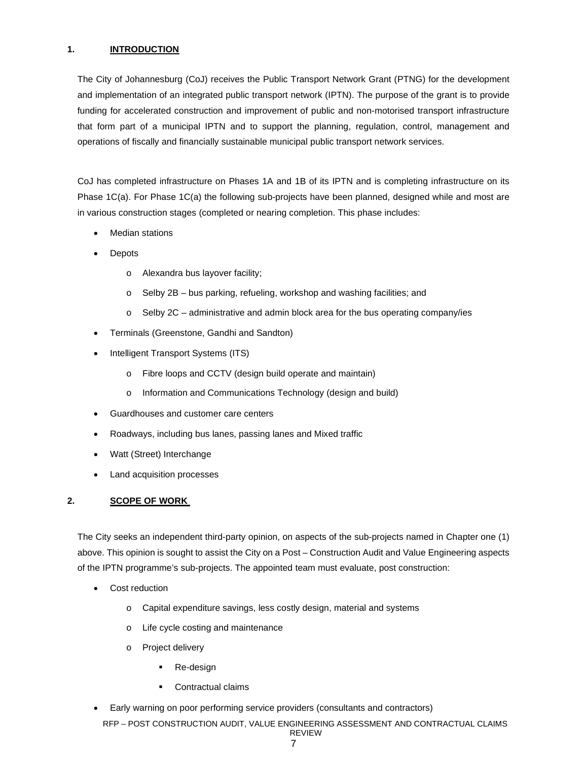## 1. INTRODUCTION

The City of Johannesburg (CoJ) receives the Public Transport Network Grant (PTNG) for the development and implementation of an integrated public transport network (IPTN). The purpose of the grant is to provide funding for accelerated construction and improvement of public and non-motorised transport infrastructure that form part of a municipal IPTN and to support the planning, regulation, control, management and operations of fiscally and financially sustainable municipal public transport network services.

CoJ has completed infrastructure on Phases 1A and 1B of its IPTN and is completing infrastructure on its Phase 1C(a). For Phase 1C(a) the following sub-projects have been planned, designed while and most are in various construction stages (completed or nearing completion. This phase includes:

- Median stations
- Depots
  - Alexandra bus layover facility;
  - Selby 2B – bus parking, refueling, workshop and washing facilities; and
  - Selby 2C – administrative and admin block area for the bus operating company/ies
- Terminals (Greenstone, Gandhi and Sandton)
- Intelligent Transport Systems (ITS)
  - Fibre loops and CCTV (design build operate and maintain)
  - Information and Communications Technology (design and build)
- Guardhouses and customer care centers
- Roadways, including bus lanes, passing lanes and Mixed traffic
- Watt (Street) Interchange
- Land acquisition processes

## 2. SCOPE OF WORK

The City seeks an independent third-party opinion, on aspects of the sub-projects named in Chapter one (1) above. This opinion is sought to assist the City on a Post – Construction Audit and Value Engineering aspects of the IPTN programme's sub-projects. The appointed team must evaluate, post construction:

- Cost reduction
  - Capital expenditure savings, less costly design, material and systems
  - Life cycle costing and maintenance
  - Project delivery
    - Re-design
    - Contractual claims
- Early warning on poor performing service providers (consultants and contractors)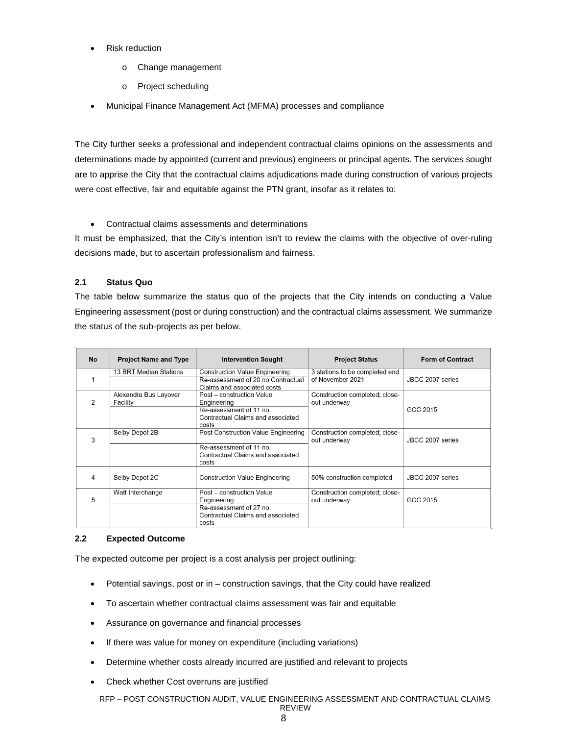- Risk reduction
  - Change management
  - Project scheduling
- Municipal Finance Management Act (MFMA) processes and compliance

The City further seeks a professional and independent contractual claims opinions on the assessments and determinations made by appointed (current and previous) engineers or principal agents. The services sought are to apprise the City that the contractual claims adjudications made during construction of various projects were cost effective, fair and equitable against the PTN grant, insofar as it relates to:

- Contractual claims assessments and determinations

It must be emphasized, that the City's intention isn't to review the claims with the objective of over-ruling decisions made, but to ascertain professionalism and fairness.

### 2.1 Status Quo

The table below summarize the status quo of the projects that the City intends on conducting a Value Engineering assessment (post or during construction) and the contractual claims assessment. We summarize the status of the sub-projects as per below.

| No | Project Name and Type | Intervention Sought | Project Status | Form of Contract |
|---|---|---|---|---|
| 1 | 13 BRT Median Stations | Construction Value Engineering | 3 stations to be completed end of November 2021 | JBCC 2007 series |
| | | Re-assessment of 20 no Contractual Claims and associated costs | | |
| 2 | Alexandra Bus Layover Facility | Post – construction Value Engineering | Construction completed; close-out underway | GCC 2015 |
| | | Re-assessment of 11 no. Contractual Claims and associated costs | | |
| 3 | Selby Depot 2B | Post Construction Value Engineering | Construction completed; close-out underway | JBCC 2007 series |
| | | Re-assessment of 11 no. Contractual Claims and associated costs | | |
| 4 | Selby Depot 2C | Construction Value Engineering | 50% construction completed | JBCC 2007 series |
| 5 | Watt Interchange | Post – construction Value Engineering | Construction completed; close-out underway | GCC 2015 |
| | | Re-assessment of 27 no. Contractual Claims and associated costs | | |

### 2.2 Expected Outcome

The expected outcome per project is a cost analysis per project outlining:

- Potential savings, post or in – construction savings, that the City could have realized
- To ascertain whether contractual claims assessment was fair and equitable
- Assurance on governance and financial processes
- If there was value for money on expenditure (including variations)
- Determine whether costs already incurred are justified and relevant to projects
- Check whether Cost overruns are justified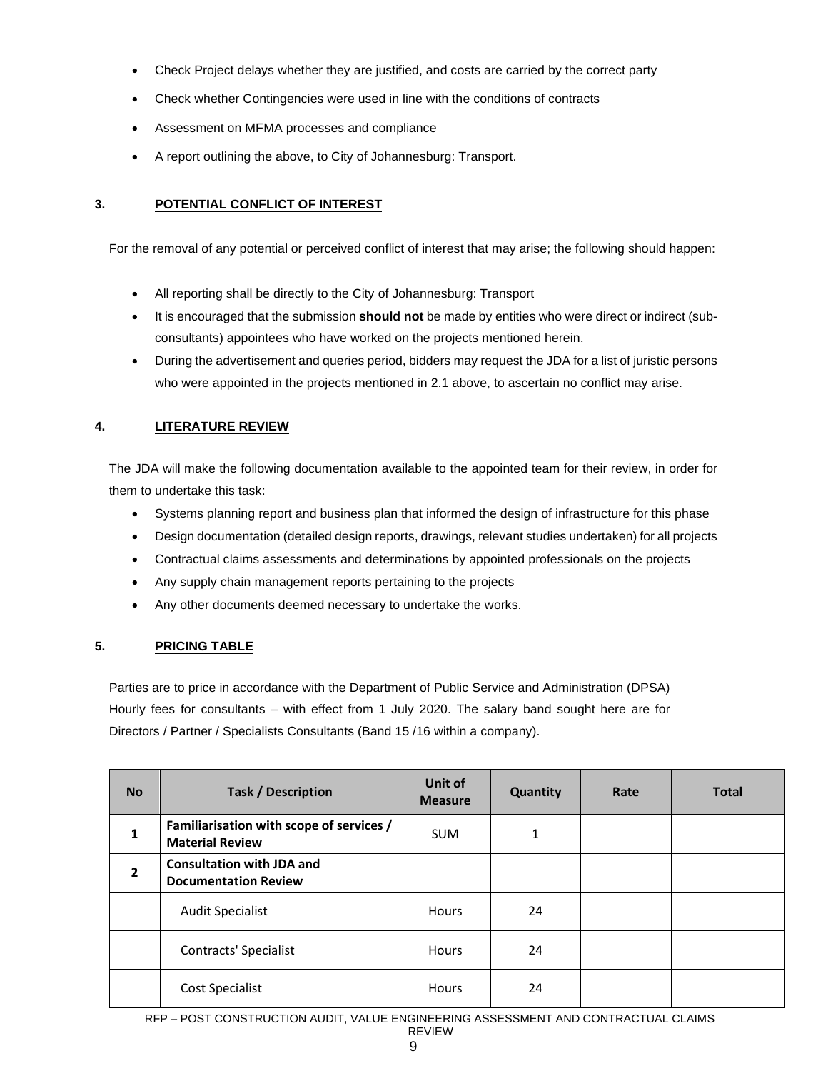- Check Project delays whether they are justified, and costs are carried by the correct party
- Check whether Contingencies were used in line with the conditions of contracts
- Assessment on MFMA processes and compliance
- A report outlining the above, to City of Johannesburg: Transport.

## 3. POTENTIAL CONFLICT OF INTEREST

For the removal of any potential or perceived conflict of interest that may arise; the following should happen:

- All reporting shall be directly to the City of Johannesburg: Transport
- It is encouraged that the submission **should not** be made by entities who were direct or indirect (sub-consultants) appointees who have worked on the projects mentioned herein.
- During the advertisement and queries period, bidders may request the JDA for a list of juristic persons who were appointed in the projects mentioned in 2.1 above, to ascertain no conflict may arise.

## 4. LITERATURE REVIEW

The JDA will make the following documentation available to the appointed team for their review, in order for them to undertake this task:

- Systems planning report and business plan that informed the design of infrastructure for this phase
- Design documentation (detailed design reports, drawings, relevant studies undertaken) for all projects
- Contractual claims assessments and determinations by appointed professionals on the projects
- Any supply chain management reports pertaining to the projects
- Any other documents deemed necessary to undertake the works.

## 5. PRICING TABLE

Parties are to price in accordance with the Department of Public Service and Administration (DPSA) Hourly fees for consultants – with effect from 1 July 2020. The salary band sought here are for Directors / Partner / Specialists Consultants (Band 15 /16 within a company).

| No | Task / Description | Unit of Measure | Quantity | Rate | Total |
|---|---|---|---|---|---|
| 1 | **Familiarisation with scope of services / Material Review** | SUM | 1 | | |
| 2 | **Consultation with JDA and Documentation Review** | | | | |
| | Audit Specialist | Hours | 24 | | |
| | Contracts' Specialist | Hours | 24 | | |
| | Cost Specialist | Hours | 24 | | |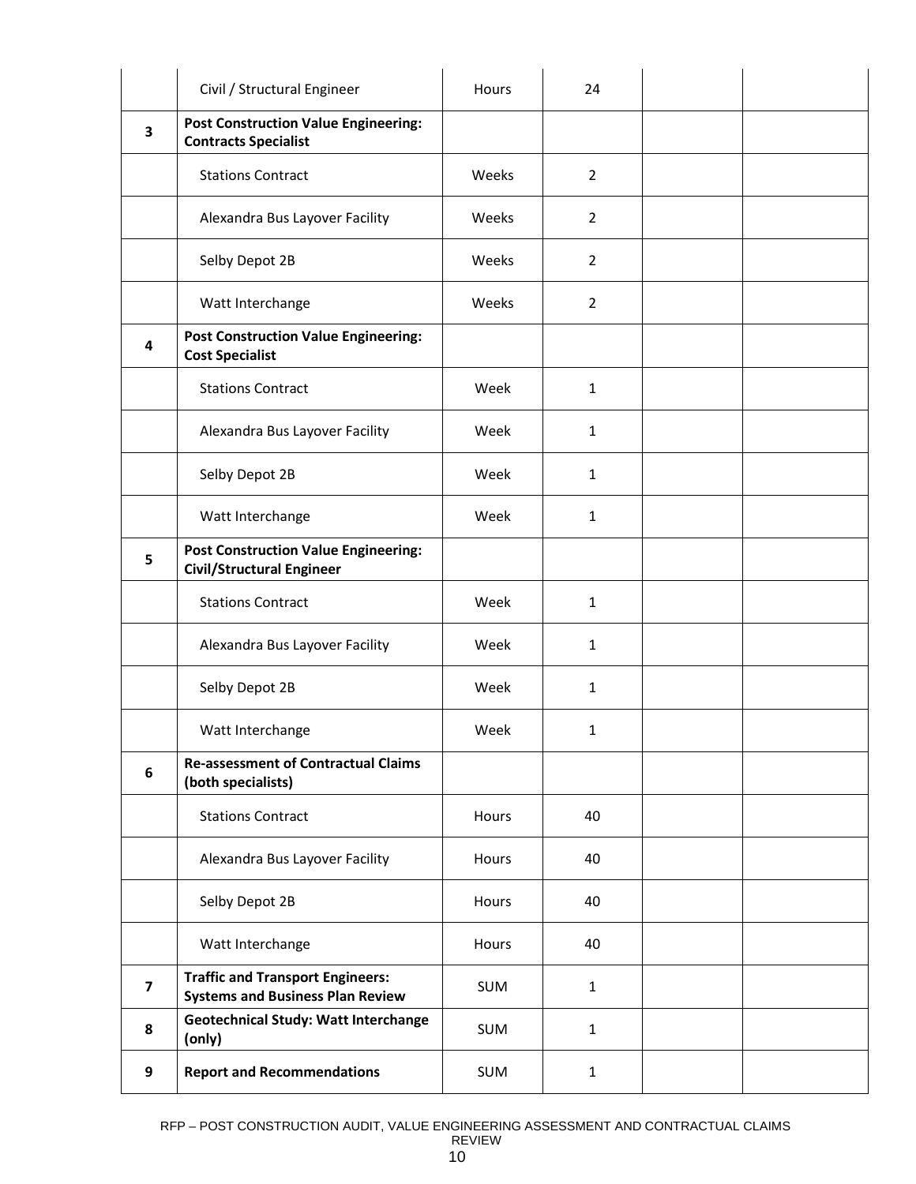|  | Civil / Structural Engineer | Hours | 24 |  |  |
|---|---|---|---|---|---|
| **3** | **Post Construction Value Engineering: Contracts Specialist** |  |  |  |  |
|  | Stations Contract | Weeks | 2 |  |  |
|  | Alexandra Bus Layover Facility | Weeks | 2 |  |  |
|  | Selby Depot 2B | Weeks | 2 |  |  |
|  | Watt Interchange | Weeks | 2 |  |  |
| **4** | **Post Construction Value Engineering: Cost Specialist** |  |  |  |  |
|  | Stations Contract | Week | 1 |  |  |
|  | Alexandra Bus Layover Facility | Week | 1 |  |  |
|  | Selby Depot 2B | Week | 1 |  |  |
|  | Watt Interchange | Week | 1 |  |  |
| **5** | **Post Construction Value Engineering: Civil/Structural Engineer** |  |  |  |  |
|  | Stations Contract | Week | 1 |  |  |
|  | Alexandra Bus Layover Facility | Week | 1 |  |  |
|  | Selby Depot 2B | Week | 1 |  |  |
|  | Watt Interchange | Week | 1 |  |  |
| **6** | **Re-assessment of Contractual Claims (both specialists)** |  |  |  |  |
|  | Stations Contract | Hours | 40 |  |  |
|  | Alexandra Bus Layover Facility | Hours | 40 |  |  |
|  | Selby Depot 2B | Hours | 40 |  |  |
|  | Watt Interchange | Hours | 40 |  |  |
| **7** | **Traffic and Transport Engineers: Systems and Business Plan Review** | SUM | 1 |  |  |
| **8** | **Geotechnical Study: Watt Interchange (only)** | SUM | 1 |  |  |
| **9** | **Report and Recommendations** | SUM | 1 |  |  |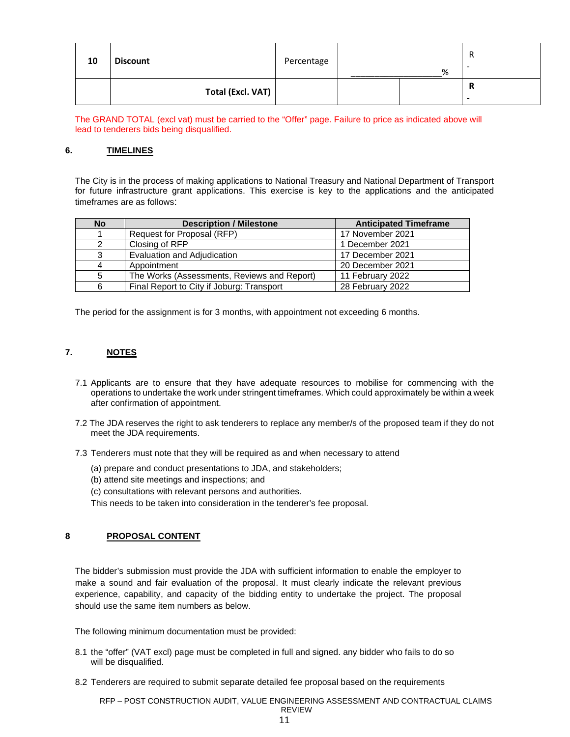| 10 | **Discount** | Percentage | ____________________% | | R - |
|---|---|---|---|---|---|
| | **Total (Excl. VAT)** | | | | **R -** |

The GRAND TOTAL (excl vat) must be carried to the "Offer" page. Failure to price as indicated above will lead to tenderers bids being disqualified.

## 6. TIMELINES

The City is in the process of making applications to National Treasury and National Department of Transport for future infrastructure grant applications. This exercise is key to the applications and the anticipated timeframes are as follows:

| No | Description / Milestone | Anticipated Timeframe |
|---|---|---|
| 1 | Request for Proposal (RFP) | 17 November 2021 |
| 2 | Closing of RFP | 1 December 2021 |
| 3 | Evaluation and Adjudication | 17 December 2021 |
| 4 | Appointment | 20 December 2021 |
| 5 | The Works (Assessments, Reviews and Report) | 11 February 2022 |
| 6 | Final Report to City if Joburg: Transport | 28 February 2022 |

The period for the assignment is for 3 months, with appointment not exceeding 6 months.

## 7. NOTES

7.1 Applicants are to ensure that they have adequate resources to mobilise for commencing with the operations to undertake the work under stringent timeframes. Which could approximately be within a week after confirmation of appointment.

7.2 The JDA reserves the right to ask tenderers to replace any member/s of the proposed team if they do not meet the JDA requirements.

7.3 Tenderers must note that they will be required as and when necessary to attend

(a) prepare and conduct presentations to JDA, and stakeholders;
(b) attend site meetings and inspections; and
(c) consultations with relevant persons and authorities.

This needs to be taken into consideration in the tenderer's fee proposal.

## 8 PROPOSAL CONTENT

The bidder's submission must provide the JDA with sufficient information to enable the employer to make a sound and fair evaluation of the proposal. It must clearly indicate the relevant previous experience, capability, and capacity of the bidding entity to undertake the project. The proposal should use the same item numbers as below.

The following minimum documentation must be provided:

8.1 the "offer" (VAT excl) page must be completed in full and signed. any bidder who fails to do so will be disqualified.

8.2 Tenderers are required to submit separate detailed fee proposal based on the requirements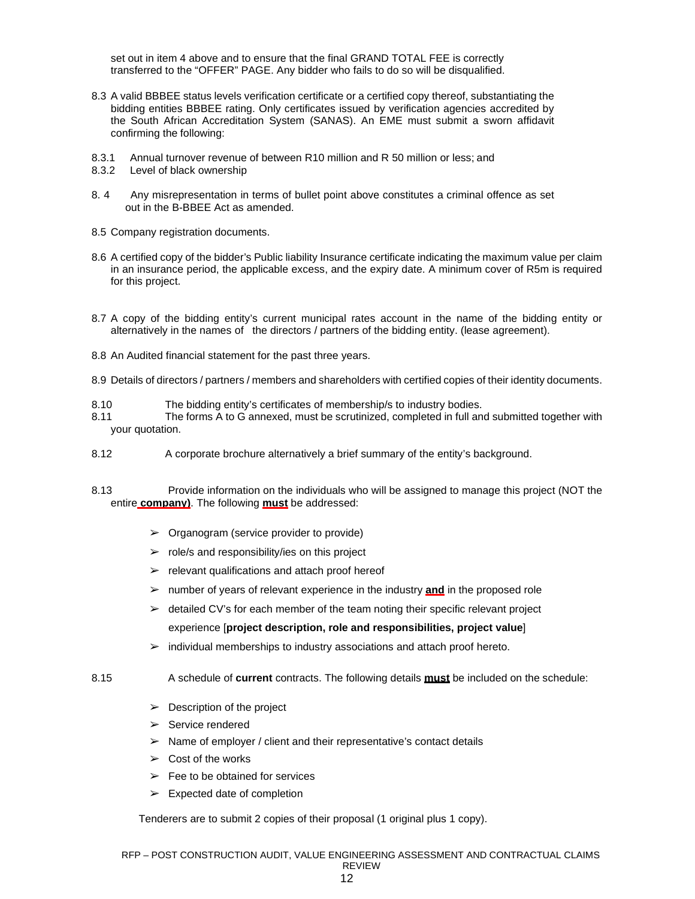set out in item 4 above and to ensure that the final GRAND TOTAL FEE is correctly transferred to the "OFFER" PAGE. Any bidder who fails to do so will be disqualified.

8.3 A valid BBBEE status levels verification certificate or a certified copy thereof, substantiating the bidding entities BBBEE rating. Only certificates issued by verification agencies accredited by the South African Accreditation System (SANAS). An EME must submit a sworn affidavit confirming the following:

8.3.1 Annual turnover revenue of between R10 million and R 50 million or less; and
8.3.2 Level of black ownership

8. 4 Any misrepresentation in terms of bullet point above constitutes a criminal offence as set out in the B-BBEE Act as amended.

8.5 Company registration documents.

8.6 A certified copy of the bidder's Public liability Insurance certificate indicating the maximum value per claim in an insurance period, the applicable excess, and the expiry date. A minimum cover of R5m is required for this project.

8.7 A copy of the bidding entity's current municipal rates account in the name of the bidding entity or alternatively in the names of the directors / partners of the bidding entity. (lease agreement).

8.8 An Audited financial statement for the past three years.

8.9 Details of directors / partners / members and shareholders with certified copies of their identity documents.

8.10 The bidding entity's certificates of membership/s to industry bodies.
8.11 The forms A to G annexed, must be scrutinized, completed in full and submitted together with your quotation.

8.12 A corporate brochure alternatively a brief summary of the entity's background.

8.13 Provide information on the individuals who will be assigned to manage this project (NOT the entire **company)**. The following **must** be addressed:

- Organogram (service provider to provide)
- role/s and responsibility/ies on this project
- relevant qualifications and attach proof hereof
- number of years of relevant experience in the industry **and** in the proposed role
- detailed CV's for each member of the team noting their specific relevant project experience [**project description, role and responsibilities, project value**]
- individual memberships to industry associations and attach proof hereto.

8.15 A schedule of **current** contracts. The following details **must** be included on the schedule:

- Description of the project
- Service rendered
- Name of employer / client and their representative's contact details
- Cost of the works
- Fee to be obtained for services
- Expected date of completion

Tenderers are to submit 2 copies of their proposal (1 original plus 1 copy).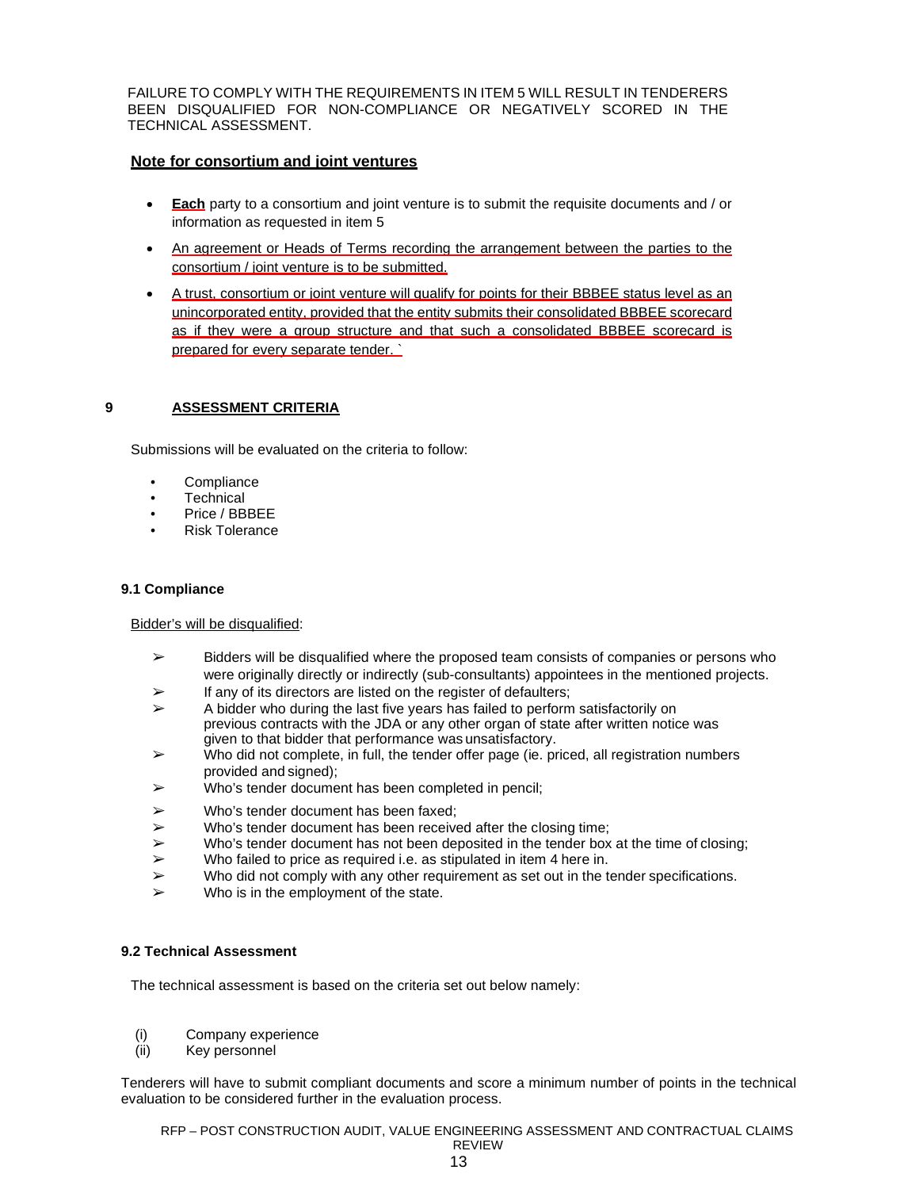FAILURE TO COMPLY WITH THE REQUIREMENTS IN ITEM 5 WILL RESULT IN TENDERERS BEEN DISQUALIFIED FOR NON-COMPLIANCE OR NEGATIVELY SCORED IN THE TECHNICAL ASSESSMENT.

**Note for consortium and joint ventures**

- **Each** party to a consortium and joint venture is to submit the requisite documents and / or information as requested in item 5
- An agreement or Heads of Terms recording the arrangement between the parties to the consortium / joint venture is to be submitted.
- A trust, consortium or joint venture will qualify for points for their BBBEE status level as an unincorporated entity, provided that the entity submits their consolidated BBBEE scorecard as if they were a group structure and that such a consolidated BBBEE scorecard is prepared for every separate tender. `

## 9 ASSESSMENT CRITERIA

Submissions will be evaluated on the criteria to follow:

- Compliance
- Technical
- Price / BBBEE
- Risk Tolerance

### 9.1 Compliance

Bidder's will be disqualified:

- Bidders will be disqualified where the proposed team consists of companies or persons who were originally directly or indirectly (sub-consultants) appointees in the mentioned projects.
- If any of its directors are listed on the register of defaulters;
- A bidder who during the last five years has failed to perform satisfactorily on previous contracts with the JDA or any other organ of state after written notice was given to that bidder that performance was unsatisfactory.
- Who did not complete, in full, the tender offer page (ie. priced, all registration numbers provided and signed);
- Who's tender document has been completed in pencil;
- Who's tender document has been faxed;
- Who's tender document has been received after the closing time;
- Who's tender document has not been deposited in the tender box at the time of closing;
- Who failed to price as required i.e. as stipulated in item 4 here in.
- Who did not comply with any other requirement as set out in the tender specifications.
- Who is in the employment of the state.

### 9.2 Technical Assessment

The technical assessment is based on the criteria set out below namely:

(i) Company experience
(ii) Key personnel

Tenderers will have to submit compliant documents and score a minimum number of points in the technical evaluation to be considered further in the evaluation process.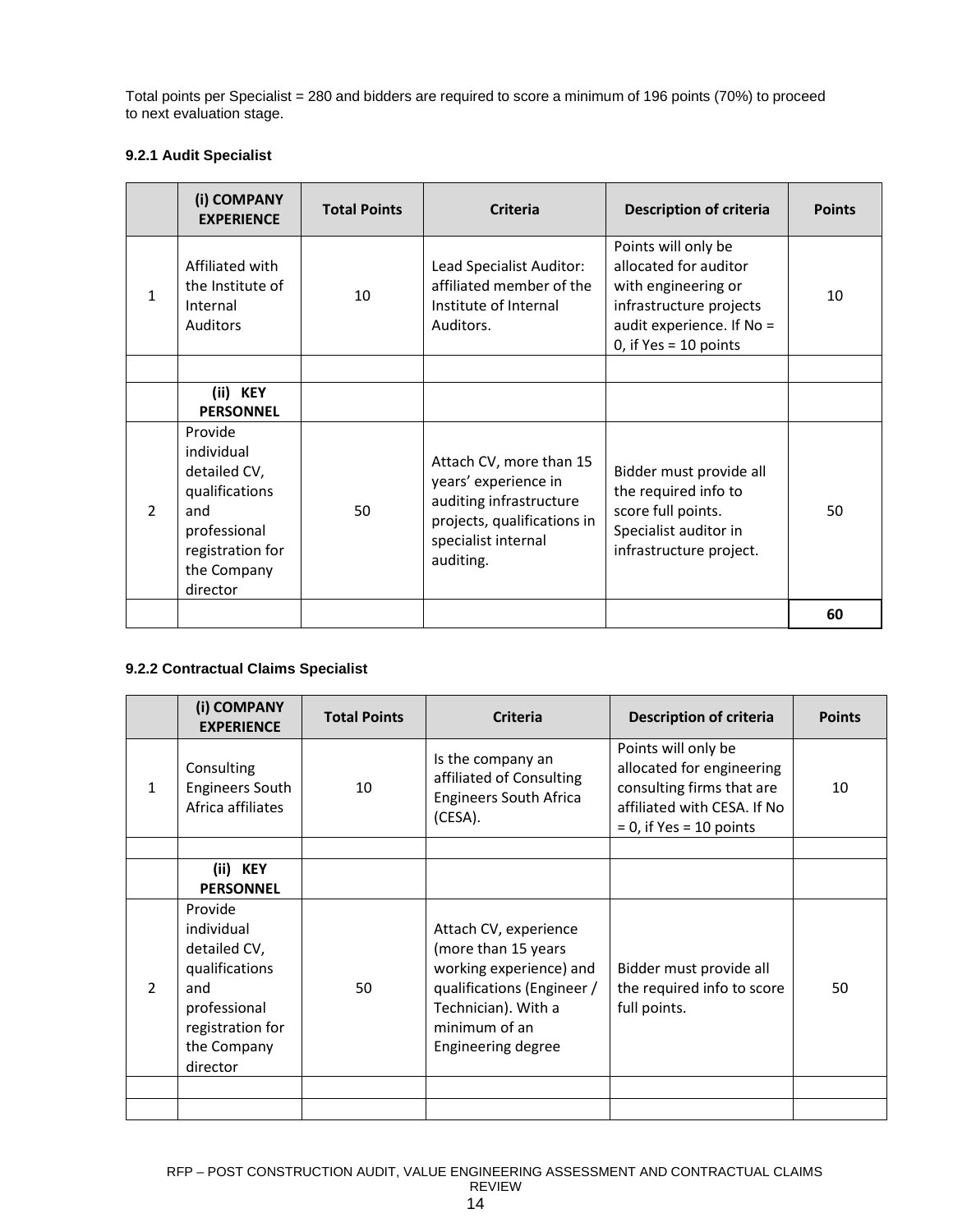Total points per Specialist = 280 and bidders are required to score a minimum of 196 points (70%) to proceed to next evaluation stage.

#### 9.2.1 Audit Specialist

| | (i) COMPANY EXPERIENCE | Total Points | Criteria | Description of criteria | Points |
|---|---|---|---|---|---|
| 1 | Affiliated with the Institute of Internal Auditors | 10 | Lead Specialist Auditor: affiliated member of the Institute of Internal Auditors. | Points will only be allocated for auditor with engineering or infrastructure projects audit experience. If No = 0, if Yes = 10 points | 10 |
| | | | | | |
| | (ii) KEY PERSONNEL | | | | |
| 2 | Provide individual detailed CV, qualifications and professional registration for the Company director | 50 | Attach CV, more than 15 years' experience in auditing infrastructure projects, qualifications in specialist internal auditing. | Bidder must provide all the required info to score full points. Specialist auditor in infrastructure project. | 50 |
| | | | | | **60** |

#### 9.2.2 Contractual Claims Specialist

| | (i) COMPANY EXPERIENCE | Total Points | Criteria | Description of criteria | Points |
|---|---|---|---|---|---|
| 1 | Consulting Engineers South Africa affiliates | 10 | Is the company an affiliated of Consulting Engineers South Africa (CESA). | Points will only be allocated for engineering consulting firms that are affiliated with CESA. If No = 0, if Yes = 10 points | 10 |
| | | | | | |
| | (ii) KEY PERSONNEL | | | | |
| 2 | Provide individual detailed CV, qualifications and professional registration for the Company director | 50 | Attach CV, experience (more than 15 years working experience) and qualifications (Engineer / Technician). With a minimum of an Engineering degree | Bidder must provide all the required info to score full points. | 50 |
| | | | | | |
| | | | | | |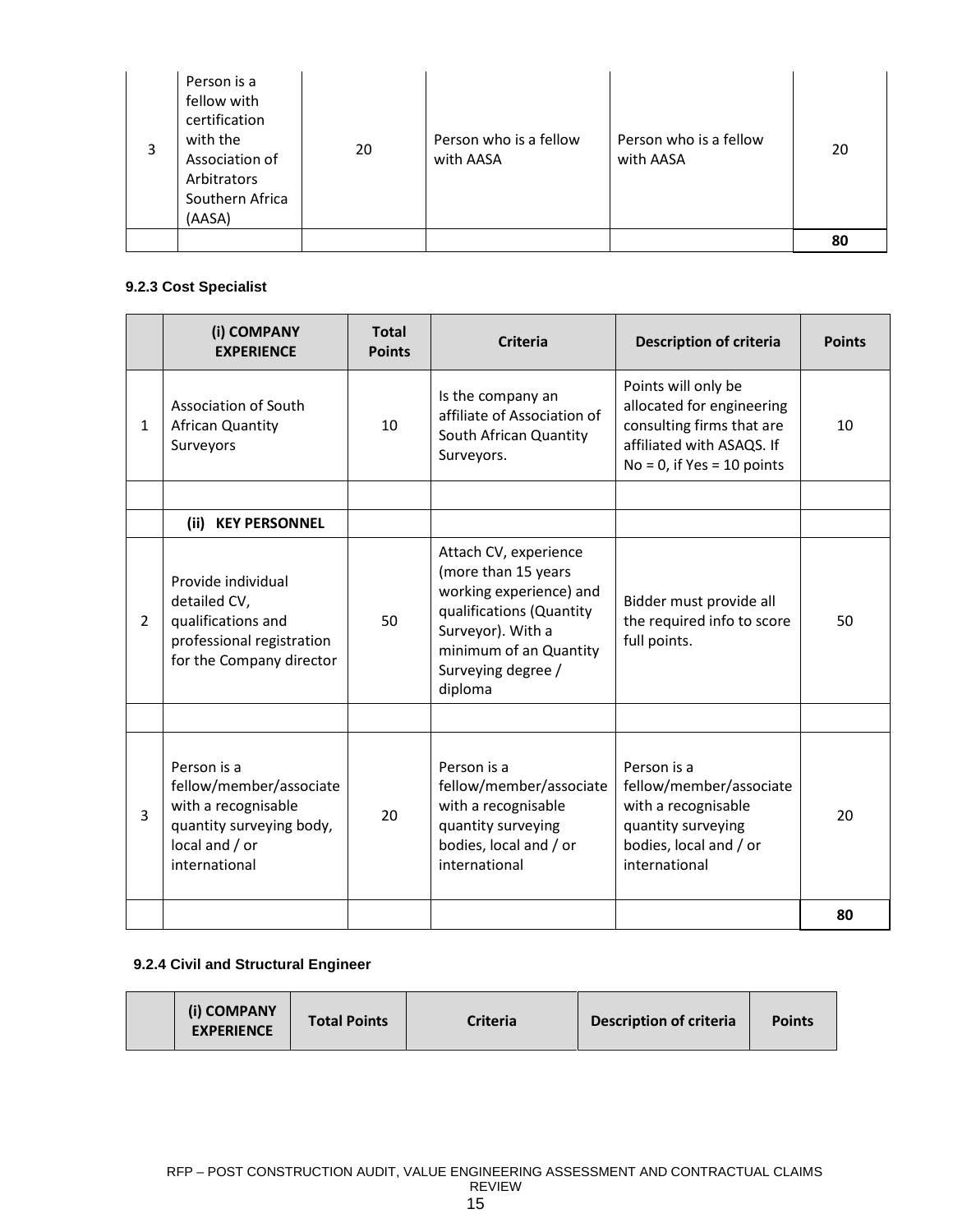| 3 | Person is a fellow with certification with the Association of Arbitrators Southern Africa (AASA) | 20 | Person who is a fellow with AASA | Person who is a fellow with AASA | 20 |
|---|---|---|---|---|---|
| | | | | | **80** |

#### 9.2.3 Cost Specialist

| | (i) COMPANY EXPERIENCE | Total Points | Criteria | Description of criteria | Points |
|---|---|---|---|---|---|
| 1 | Association of South African Quantity Surveyors | 10 | Is the company an affiliate of Association of South African Quantity Surveyors. | Points will only be allocated for engineering consulting firms that are affiliated with ASAQS. If No = 0, if Yes = 10 points | 10 |
| | | | | | |
| | **(ii) KEY PERSONNEL** | | | | |
| 2 | Provide individual detailed CV, qualifications and professional registration for the Company director | 50 | Attach CV, experience (more than 15 years working experience) and qualifications (Quantity Surveyor). With a minimum of an Quantity Surveying degree / diploma | Bidder must provide all the required info to score full points. | 50 |
| | | | | | |
| 3 | Person is a fellow/member/associate with a recognisable quantity surveying body, local and / or international | 20 | Person is a fellow/member/associate with a recognisable quantity surveying bodies, local and / or international | Person is a fellow/member/associate with a recognisable quantity surveying bodies, local and / or international | 20 |
| | | | | | **80** |

#### 9.2.4 Civil and Structural Engineer

| | (i) COMPANY EXPERIENCE | Total Points | Criteria | Description of criteria | Points |
|---|---|---|---|---|---|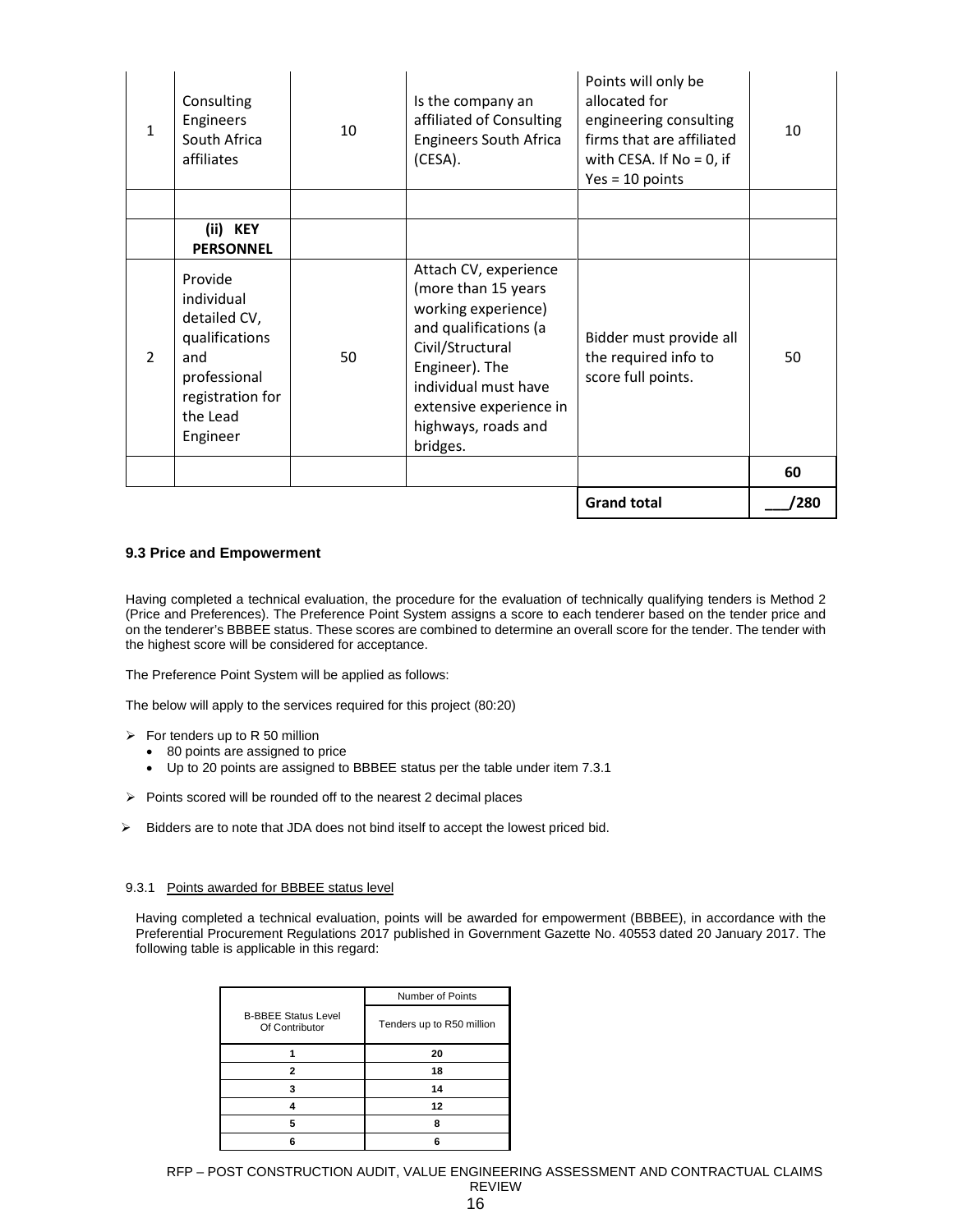| 1 | Consulting Engineers South Africa affiliates | 10 | Is the company an affiliated of Consulting Engineers South Africa (CESA). | Points will only be allocated for engineering consulting firms that are affiliated with CESA. If No = 0, if Yes = 10 points | 10 |
|---|---|---|---|---|---|
| | | | | | |
| | **(ii) KEY PERSONNEL** | | | | |
| 2 | Provide individual detailed CV, qualifications and professional registration for the Lead Engineer | 50 | Attach CV, experience (more than 15 years working experience) and qualifications (a Civil/Structural Engineer). The individual must have extensive experience in highways, roads and bridges. | Bidder must provide all the required info to score full points. | 50 |
| | | | | | **60** |
| | | | | **Grand total** | **___/280** |

### 9.3 Price and Empowerment

Having completed a technical evaluation, the procedure for the evaluation of technically qualifying tenders is Method 2 (Price and Preferences). The Preference Point System assigns a score to each tenderer based on the tender price and on the tenderer's BBBEE status. These scores are combined to determine an overall score for the tender. The tender with the highest score will be considered for acceptance.

The Preference Point System will be applied as follows:

The below will apply to the services required for this project (80:20)

- For tenders up to R 50 million
  - 80 points are assigned to price
  - Up to 20 points are assigned to BBBEE status per the table under item 7.3.1
- Points scored will be rounded off to the nearest 2 decimal places
- Bidders are to note that JDA does not bind itself to accept the lowest priced bid.

#### 9.3.1 Points awarded for BBBEE status level

Having completed a technical evaluation, points will be awarded for empowerment (BBBEE), in accordance with the Preferential Procurement Regulations 2017 published in Government Gazette No. 40553 dated 20 January 2017. The following table is applicable in this regard:

| B-BBEE Status Level Of Contributor | Number of Points |
|---|---|
| | Tenders up to R50 million |
| **1** | **20** |
| **2** | **18** |
| **3** | **14** |
| **4** | **12** |
| **5** | **8** |
| **6** | **6** |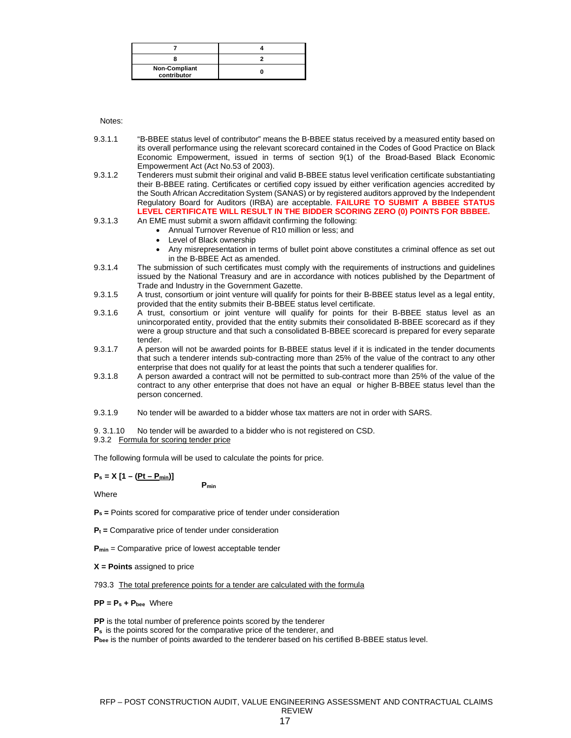| 7 | 4 |
|---|---|
| 8 | 2 |
| Non-Compliant contributor | 0 |

Notes:

9.3.1.1 "B-BBEE status level of contributor" means the B-BBEE status received by a measured entity based on its overall performance using the relevant scorecard contained in the Codes of Good Practice on Black Economic Empowerment, issued in terms of section 9(1) of the Broad-Based Black Economic Empowerment Act (Act No.53 of 2003).

9.3.1.2 Tenderers must submit their original and valid B-BBEE status level verification certificate substantiating their B-BBEE rating. Certificates or certified copy issued by either verification agencies accredited by the South African Accreditation System (SANAS) or by registered auditors approved by the Independent Regulatory Board for Auditors (IRBA) are acceptable. **FAILURE TO SUBMIT A BBBEE STATUS LEVEL CERTIFICATE WILL RESULT IN THE BIDDER SCORING ZERO (0) POINTS FOR BBBEE.**

9.3.1.3 An EME must submit a sworn affidavit confirming the following:

- Annual Turnover Revenue of R10 million or less; and
- Level of Black ownership
- Any misrepresentation in terms of bullet point above constitutes a criminal offence as set out in the B-BBEE Act as amended.

9.3.1.4 The submission of such certificates must comply with the requirements of instructions and guidelines issued by the National Treasury and are in accordance with notices published by the Department of Trade and Industry in the Government Gazette.

9.3.1.5 A trust, consortium or joint venture will qualify for points for their B-BBEE status level as a legal entity, provided that the entity submits their B-BBEE status level certificate.

9.3.1.6 A trust, consortium or joint venture will qualify for points for their B-BBEE status level as an unincorporated entity, provided that the entity submits their consolidated B-BBEE scorecard as if they were a group structure and that such a consolidated B-BBEE scorecard is prepared for every separate tender.

9.3.1.7 A person will not be awarded points for B-BBEE status level if it is indicated in the tender documents that such a tenderer intends sub-contracting more than 25% of the value of the contract to any other enterprise that does not qualify for at least the points that such a tenderer qualifies for.

9.3.1.8 A person awarded a contract will not be permitted to sub-contract more than 25% of the value of the contract to any other enterprise that does not have an equal or higher B-BBEE status level than the person concerned.

9.3.1.9 No tender will be awarded to a bidder whose tax matters are not in order with SARS.

9. 3.1.10 No tender will be awarded to a bidder who is not registered on CSD.

9.3.2 Formula for scoring tender price

The following formula will be used to calculate the points for price.

$$P_s = X\left[1 - \frac{(P_t - P_{min})}{P_{min}}\right]$$

Where

$P_s$ = Points scored for comparative price of tender under consideration

$P_t$ = Comparative price of tender under consideration

$P_{min}$ = Comparative price of lowest acceptable tender

**X = Points** assigned to price

793.3 The total preference points for a tender are calculated with the formula

$PP = P_s + P_{bee}$ Where

**PP** is the total number of preference points scored by the tenderer
$P_s$ is the points scored for the comparative price of the tenderer, and
$P_{bee}$ is the number of points awarded to the tenderer based on his certified B-BBEE status level.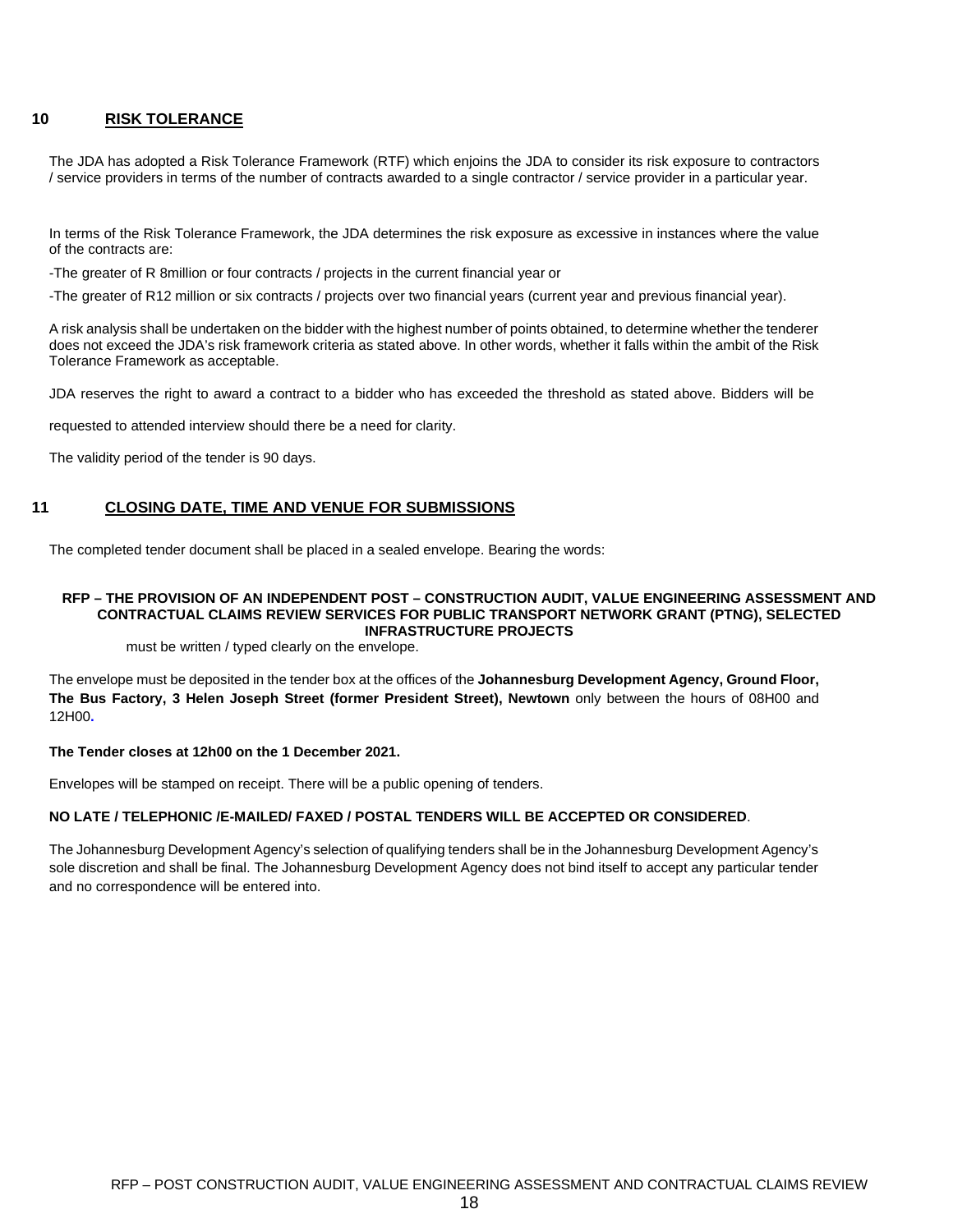## 10 RISK TOLERANCE

The JDA has adopted a Risk Tolerance Framework (RTF) which enjoins the JDA to consider its risk exposure to contractors / service providers in terms of the number of contracts awarded to a single contractor / service provider in a particular year.

In terms of the Risk Tolerance Framework, the JDA determines the risk exposure as excessive in instances where the value of the contracts are:

-The greater of R 8million or four contracts / projects in the current financial year or

-The greater of R12 million or six contracts / projects over two financial years (current year and previous financial year).

A risk analysis shall be undertaken on the bidder with the highest number of points obtained, to determine whether the tenderer does not exceed the JDA's risk framework criteria as stated above. In other words, whether it falls within the ambit of the Risk Tolerance Framework as acceptable.

JDA reserves the right to award a contract to a bidder who has exceeded the threshold as stated above. Bidders will be

requested to attended interview should there be a need for clarity.

The validity period of the tender is 90 days.

## 11 CLOSING DATE, TIME AND VENUE FOR SUBMISSIONS

The completed tender document shall be placed in a sealed envelope. Bearing the words:

**RFP – THE PROVISION OF AN INDEPENDENT POST – CONSTRUCTION AUDIT, VALUE ENGINEERING ASSESSMENT AND CONTRACTUAL CLAIMS REVIEW SERVICES FOR PUBLIC TRANSPORT NETWORK GRANT (PTNG), SELECTED INFRASTRUCTURE PROJECTS**

must be written / typed clearly on the envelope.

The envelope must be deposited in the tender box at the offices of the **Johannesburg Development Agency, Ground Floor, The Bus Factory, 3 Helen Joseph Street (former President Street), Newtown** only between the hours of 08H00 and 12H00.

**The Tender closes at 12h00 on the 1 December 2021.**

Envelopes will be stamped on receipt. There will be a public opening of tenders.

**NO LATE / TELEPHONIC /E-MAILED/ FAXED / POSTAL TENDERS WILL BE ACCEPTED OR CONSIDERED**.

The Johannesburg Development Agency's selection of qualifying tenders shall be in the Johannesburg Development Agency's sole discretion and shall be final. The Johannesburg Development Agency does not bind itself to accept any particular tender and no correspondence will be entered into.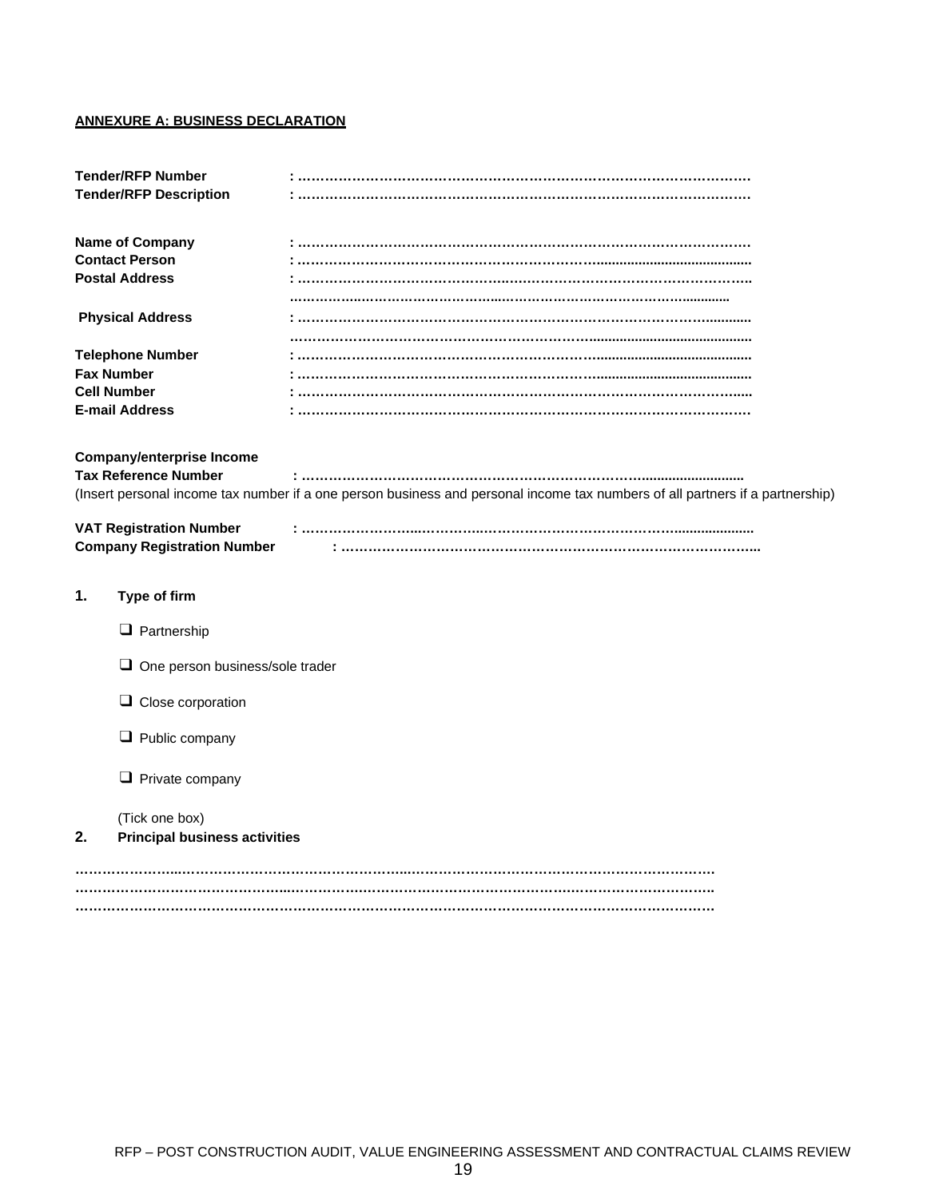**ANNEXE A: BUSINESS DECLARATION**

**Tender/RFP Number** : ………………………………………………………………………………………….
**Tender/RFP Description** : ………………………………………………………………………………………….

**Name of Company** : ………………………………………………………………………………………….
**Contact Person** : ………………………………………………………………………………………….
**Postal Address** : ………………………………………………………………………………………….
………………………………………………………………………………………….

**Physical Address** : ………………………………………………………………………………………….
………………………………………………………………………………………….
**Telephone Number** : ………………………………………………………………………………………….
**Fax Number** : ………………………………………………………………………………………….
**Cell Number** : ………………………………………………………………………………………….
**E-mail Address** : ………………………………………………………………………………………….

**Company/enterprise Income**
**Tax Reference Number** : ………………………………………………………………………………………….
(Insert personal income tax number if a one person business and personal income tax numbers of all partners if a partnership)

**VAT Registration Number** : ………………………………………………………………………………………….
**Company Registration Number** : ………………………………………………………………………………………….

**1. Type of firm**

- ❑ Partnership
- ❑ One person business/sole trader
- ❑ Close corporation
- ❑ Public company
- ❑ Private company

(Tick one box)

**2. Principal business activities**

………………………………………………………………………………………………………………………….
………………………………………………………………………………………………………………………….
………………………………………………………………………………………………………………………….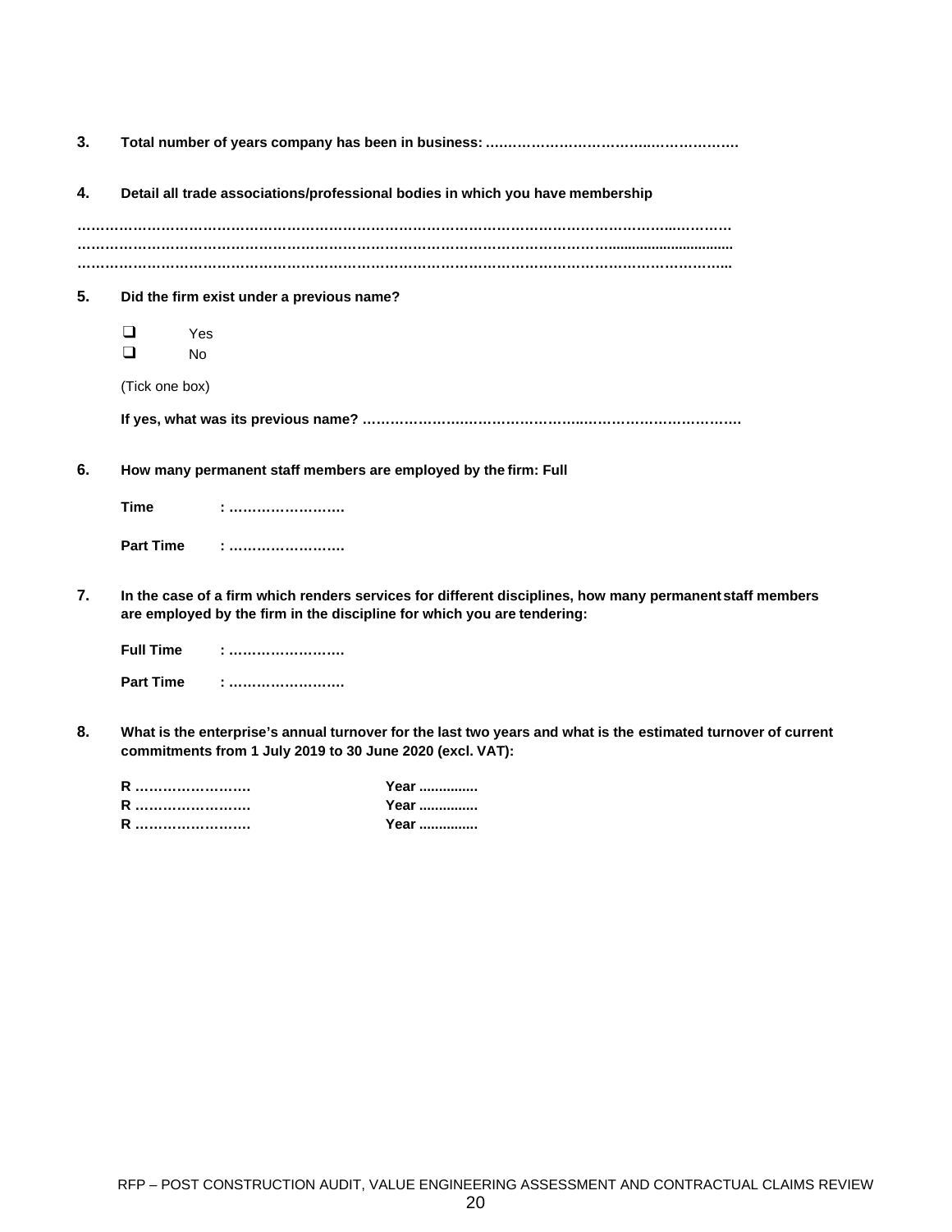**3. Total number of years company has been in business: ……………………………..………………**

**4. Detail all trade associations/professional bodies in which you have membership**

………………………………………………………………………………………………………………...…………
………………………………………………………………………………………………………..............................
……………………………………………………………………………………………………………………………...

**5. Did the firm exist under a previous name?**

- ❑ Yes
- ❑ No

(Tick one box)

**If yes, what was its previous name? ………………….………………………..……………………………**

**6. How many permanent staff members are employed by the firm: Full**

**Time : …………………….**

**Part Time : …………………….**

**7. In the case of a firm which renders services for different disciplines, how many permanent staff members are employed by the firm in the discipline for which you are tendering:**

**Full Time : …………………….**

**Part Time : …………………….**

**8. What is the enterprise's annual turnover for the last two years and what is the estimated turnover of current commitments from 1 July 2019 to 30 June 2020 (excl. VAT):**

| | |
|---|---|
| **R …………………….** | **Year ..............** |
| **R …………………….** | **Year ..............** |
| **R …………………….** | **Year ..............** |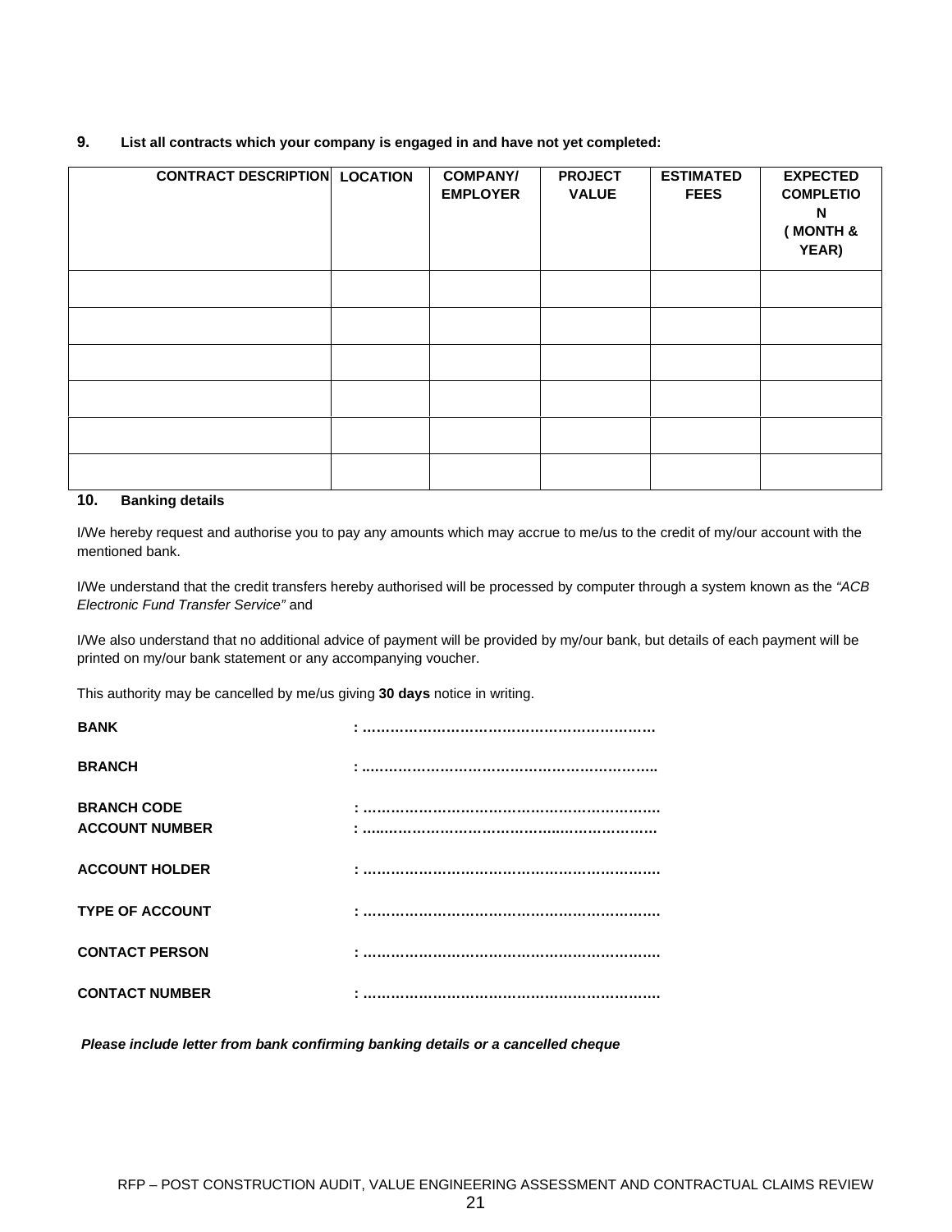**9. List all contracts which your company is engaged in and have not yet completed:**

| CONTRACT DESCRIPTION | LOCATION | COMPANY/ EMPLOYER | PROJECT VALUE | ESTIMATED FEES | EXPECTED COMPLETION ( MONTH & YEAR) |
|---|---|---|---|---|---|
| | | | | | |
| | | | | | |
| | | | | | |
| | | | | | |
| | | | | | |
| | | | | | |

**10. Banking details**

I/We hereby request and authorise you to pay any amounts which may accrue to me/us to the credit of my/our account with the mentioned bank.

I/We understand that the credit transfers hereby authorised will be processed by computer through a system known as the *"ACB Electronic Fund Transfer Service"* and

I/We also understand that no additional advice of payment will be provided by my/our bank, but details of each payment will be printed on my/our bank statement or any accompanying voucher.

This authority may be cancelled by me/us giving **30 days** notice in writing.

**BANK** : ………………………………………………………

**BRANCH** : ………………………………………………………

**BRANCH CODE** : ………………………………………………………

**ACCOUNT NUMBER** : ………………………………………………………

**ACCOUNT HOLDER** : ………………………………………………………

**TYPE OF ACCOUNT** : ………………………………………………………

**CONTACT PERSON** : ………………………………………………………

**CONTACT NUMBER** : ………………………………………………………

***Please include letter from bank confirming banking details or a cancelled cheque***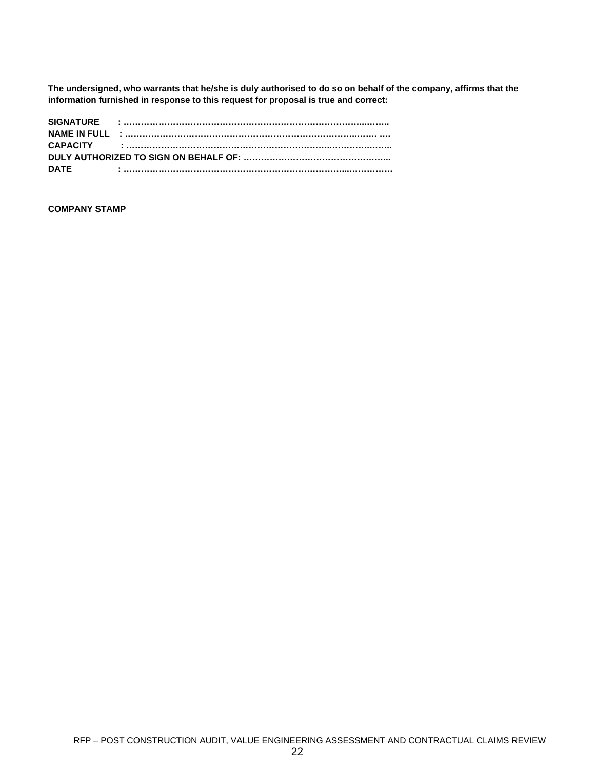**The undersigned, who warrants that he/she is duly authorised to do so on behalf of the company, affirms that the information furnished in response to this request for proposal is true and correct:**

**SIGNATURE : ………………………………………………………………………..……..**
**NAME IN FULL : …………………………………………………………………..…… ….**
**CAPACITY : ……………………………………………………………..……………..**
**DULY AUTHORIZED TO SIGN ON BEHALF OF: …………………………………………..**
**DATE : ………………………………………………………………...……………**

**COMPANY STAMP**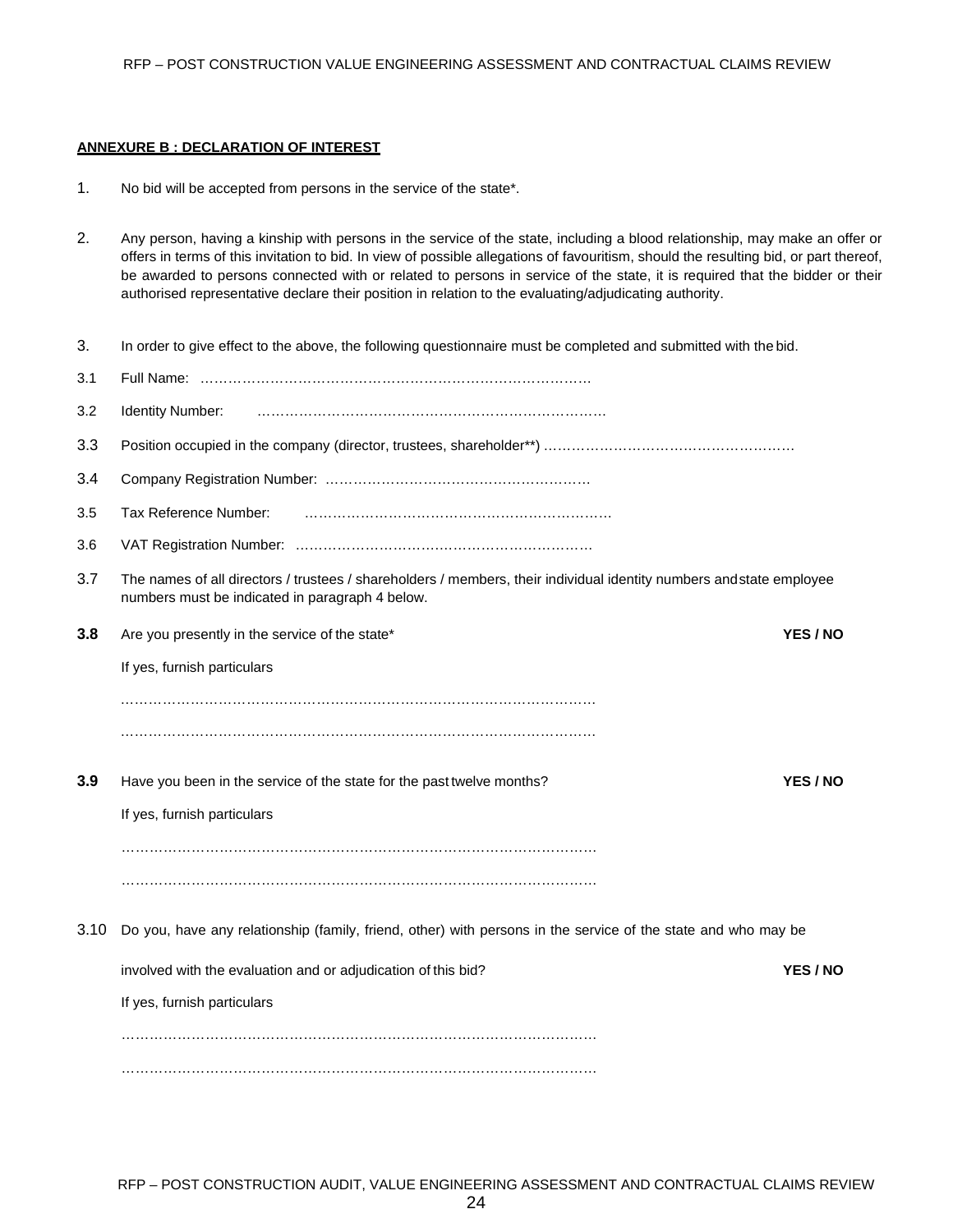**ANNEXURE B : DECLARATION OF INTEREST**

1. No bid will be accepted from persons in the service of the state*.

2. Any person, having a kinship with persons in the service of the state, including a blood relationship, may make an offer or offers in terms of this invitation to bid. In view of possible allegations of favouritism, should the resulting bid, or part thereof, be awarded to persons connected with or related to persons in service of the state, it is required that the bidder or their authorised representative declare their position in relation to the evaluating/adjudicating authority.

3. In order to give effect to the above, the following questionnaire must be completed and submitted with the bid.

3.1 Full Name: …………………………………………………………………………

3.2 Identity Number: …………………………………………………………………

3.3 Position occupied in the company (director, trustees, shareholder**) ………………………………………………

3.4 Company Registration Number: …………………………………………………

3.5 Tax Reference Number: …………………………………………………………

3.6 VAT Registration Number: ………………………………………………………

3.7 The names of all directors / trustees / shareholders / members, their individual identity numbers and state employee numbers must be indicated in paragraph 4 below.

**3.8** Are you presently in the service of the state* **YES / NO**

If yes, furnish particulars

……………………………………………………………………………………………

……………………………………………………………………………………………

**3.9** Have you been in the service of the state for the past twelve months? **YES / NO**

If yes, furnish particulars

……………………………………………………………………………………………

……………………………………………………………………………………………

3.10 Do you, have any relationship (family, friend, other) with persons in the service of the state and who may be involved with the evaluation and or adjudication of this bid? **YES / NO**

If yes, furnish particulars

……………………………………………………………………………………………

……………………………………………………………………………………………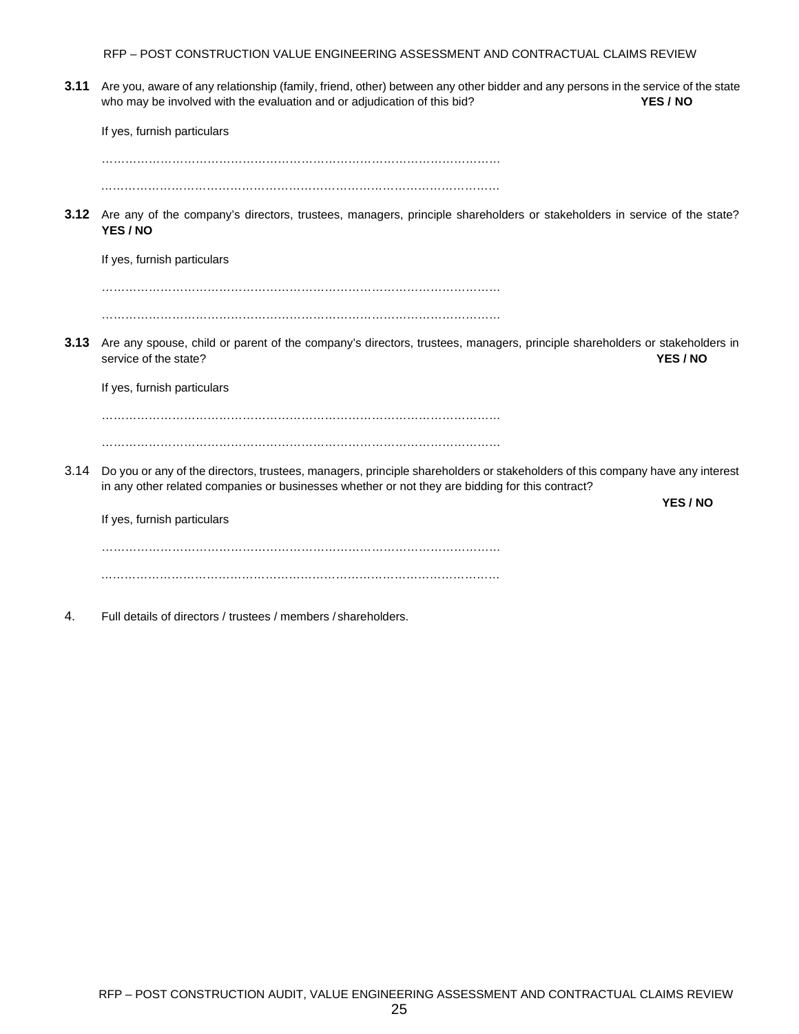**3.11** Are you, aware of any relationship (family, friend, other) between any other bidder and any persons in the service of the state who may be involved with the evaluation and or adjudication of this bid? **YES / NO**

If yes, furnish particulars

…………………………………………………………………………………………

…………………………………………………………………………………………

**3.12** Are any of the company's directors, trustees, managers, principle shareholders or stakeholders in service of the state? **YES / NO**

If yes, furnish particulars

…………………………………………………………………………………………

…………………………………………………………………………………………

**3.13** Are any spouse, child or parent of the company's directors, trustees, managers, principle shareholders or stakeholders in service of the state? **YES / NO**

If yes, furnish particulars

…………………………………………………………………………………………

…………………………………………………………………………………………

3.14 Do you or any of the directors, trustees, managers, principle shareholders or stakeholders of this company have any interest in any other related companies or businesses whether or not they are bidding for this contract? **YES / NO**

If yes, furnish particulars

…………………………………………………………………………………………

…………………………………………………………………………………………

4. Full details of directors / trustees / members / shareholders.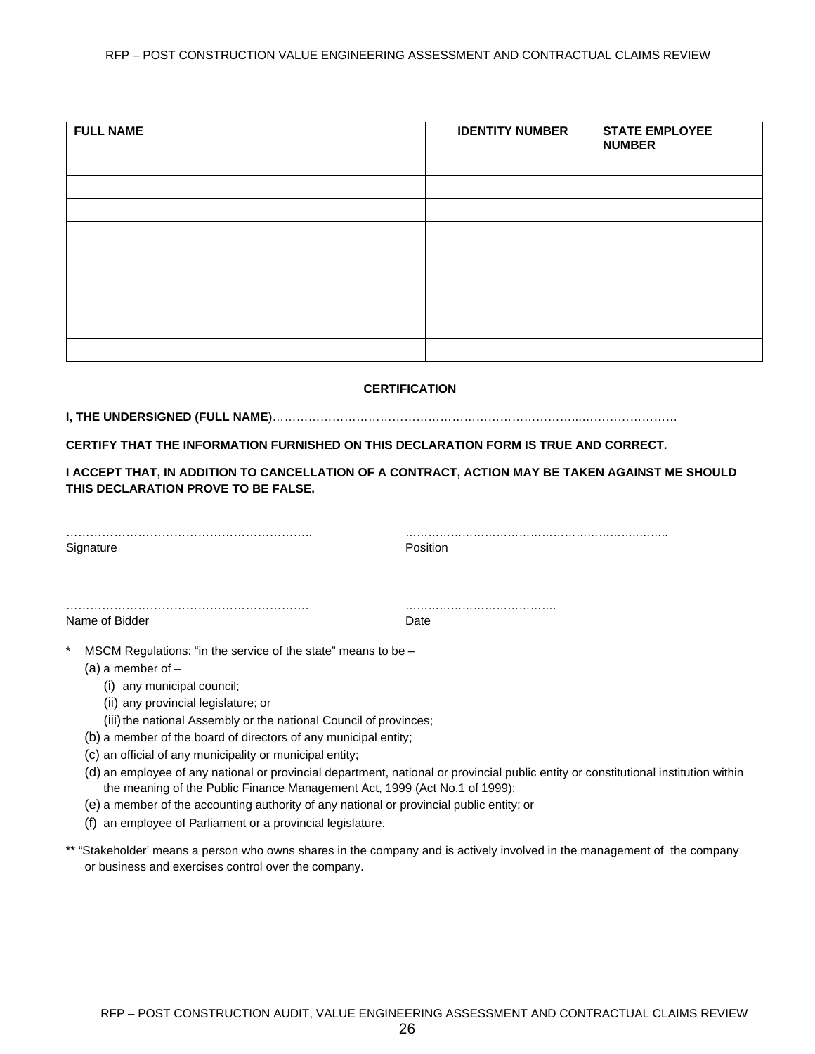| FULL NAME | IDENTITY NUMBER | STATE EMPLOYEE NUMBER |
|---|---|---|
| | | |
| | | |
| | | |
| | | |
| | | |
| | | |
| | | |
| | | |
| | | |

**CERTIFICATION**

**I, THE UNDERSIGNED (FULL NAME**)……………………………………………………………………...……………………

**CERTIFY THAT THE INFORMATION FURNISHED ON THIS DECLARATION FORM IS TRUE AND CORRECT.**

**I ACCEPT THAT, IN ADDITION TO CANCELLATION OF A CONTRACT, ACTION MAY BE TAKEN AGAINST ME SHOULD THIS DECLARATION PROVE TO BE FALSE.**

…………………………………………………….. Signature

…………………………………………………………..……. Position

……………………………………………………. Name of Bidder

…………………………………. Date

\* MSCM Regulations: "in the service of the state" means to be –

(a) a member of –

(i) any municipal council;

(ii) any provincial legislature; or

(iii) the national Assembly or the national Council of provinces;

(b) a member of the board of directors of any municipal entity;

(c) an official of any municipality or municipal entity;

(d) an employee of any national or provincial department, national or provincial public entity or constitutional institution within the meaning of the Public Finance Management Act, 1999 (Act No.1 of 1999);

(e) a member of the accounting authority of any national or provincial public entity; or

(f) an employee of Parliament or a provincial legislature.

\*\* "Stakeholder' means a person who owns shares in the company and is actively involved in the management of the company or business and exercises control over the company.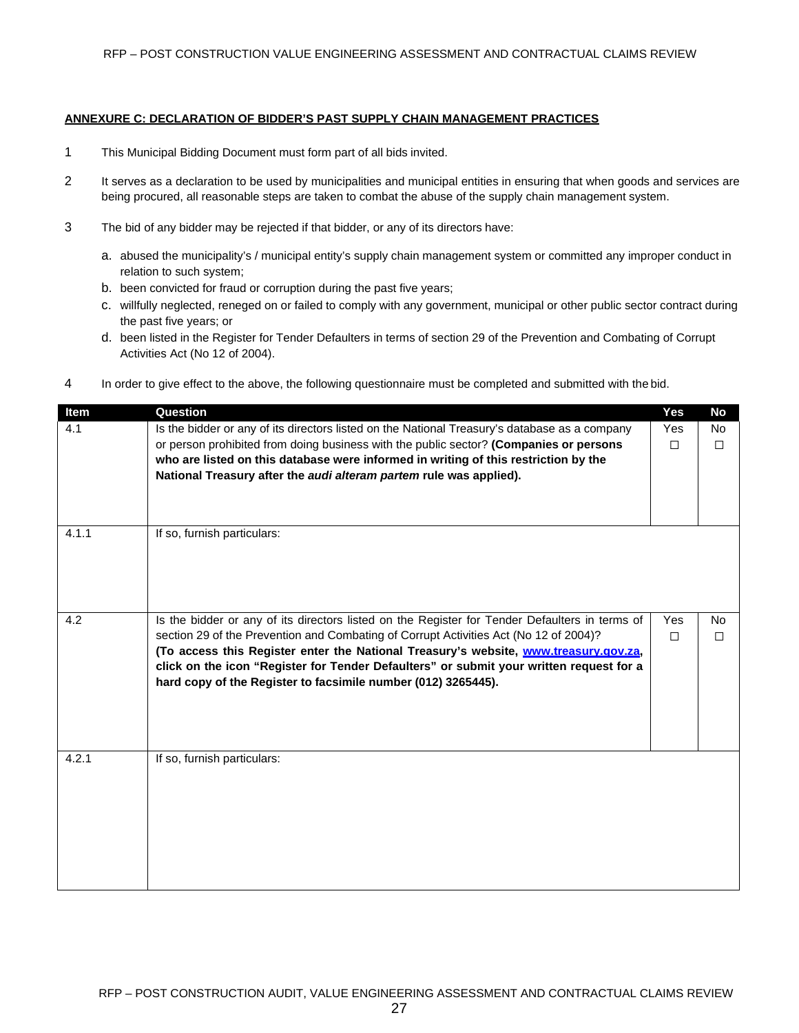**ANNEXURE C: DECLARATION OF BIDDER'S PAST SUPPLY CHAIN MANAGEMENT PRACTICES**

1 This Municipal Bidding Document must form part of all bids invited.

2 It serves as a declaration to be used by municipalities and municipal entities in ensuring that when goods and services are being procured, all reasonable steps are taken to combat the abuse of the supply chain management system.

3 The bid of any bidder may be rejected if that bidder, or any of its directors have:

a. abused the municipality's / municipal entity's supply chain management system or committed any improper conduct in relation to such system;
b. been convicted for fraud or corruption during the past five years;
c. willfully neglected, reneged on or failed to comply with any government, municipal or other public sector contract during the past five years; or
d. been listed in the Register for Tender Defaulters in terms of section 29 of the Prevention and Combating of Corrupt Activities Act (No 12 of 2004).

4 In order to give effect to the above, the following questionnaire must be completed and submitted with the bid.

| Item | Question | Yes | No |
|---|---|---|---|
| 4.1 | Is the bidder or any of its directors listed on the National Treasury's database as a company or person prohibited from doing business with the public sector? **(Companies or persons who are listed on this database were informed in writing of this restriction by the National Treasury after the *audi alteram partem* rule was applied).** | Yes ☐ | No ☐ |
| 4.1.1 | If so, furnish particulars: | | |
| 4.2 | Is the bidder or any of its directors listed on the Register for Tender Defaulters in terms of section 29 of the Prevention and Combating of Corrupt Activities Act (No 12 of 2004)? **(To access this Register enter the National Treasury's website, www.treasury.gov.za, click on the icon "Register for Tender Defaulters" or submit your written request for a hard copy of the Register to facsimile number (012) 3265445).** | Yes ☐ | No ☐ |
| 4.2.1 | If so, furnish particulars: | | |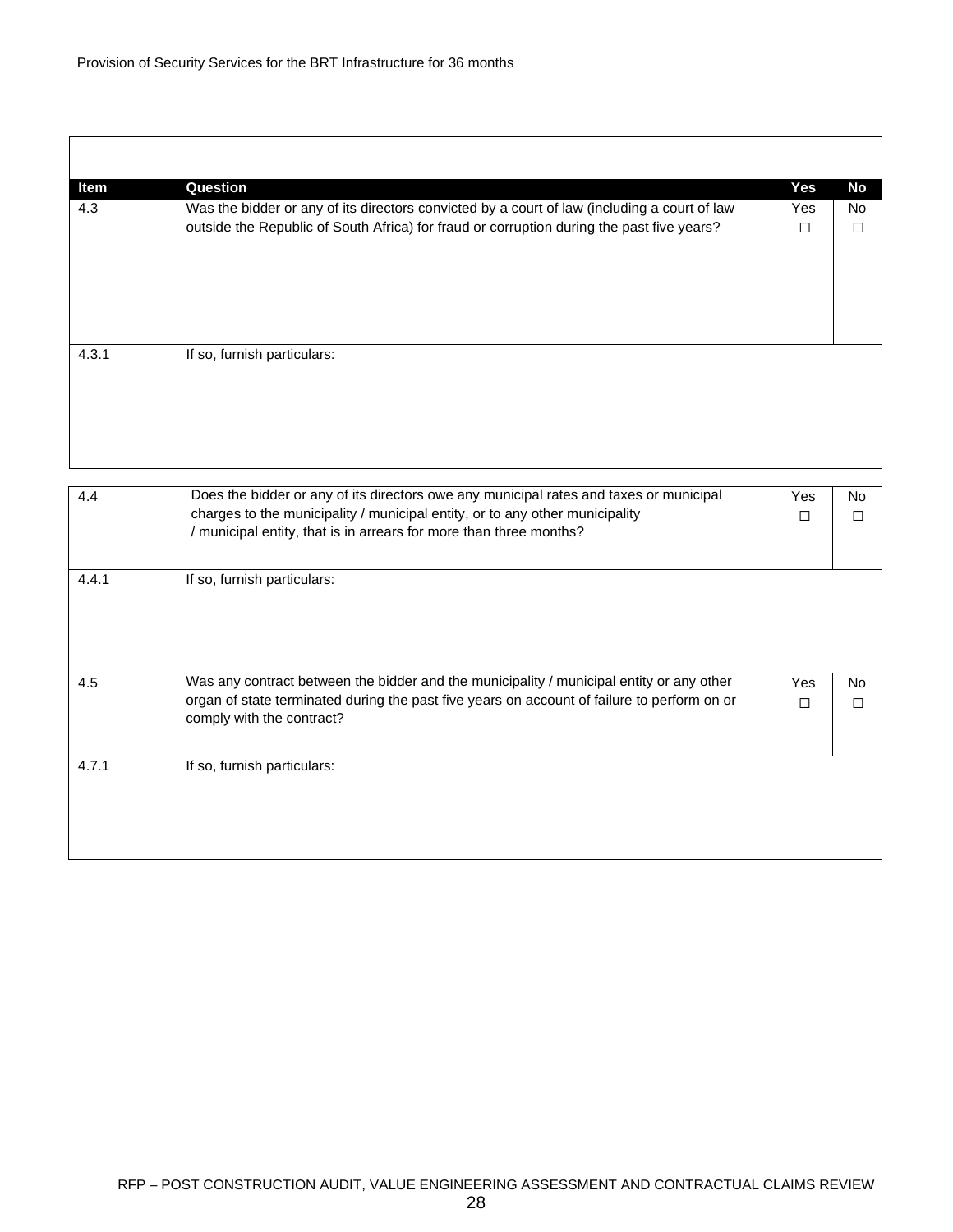| Item | Question | Yes | No |
|---|---|---|---|
| 4.3 | Was the bidder or any of its directors convicted by a court of law (including a court of law outside the Republic of South Africa) for fraud or corruption during the past five years? | Yes ☐ | No ☐ |
| 4.3.1 | If so, furnish particulars: | | |
| 4.4 | Does the bidder or any of its directors owe any municipal rates and taxes or municipal charges to the municipality / municipal entity, or to any other municipality / municipal entity, that is in arrears for more than three months? | Yes ☐ | No ☐ |
| 4.4.1 | If so, furnish particulars: | | |
| 4.5 | Was any contract between the bidder and the municipality / municipal entity or any other organ of state terminated during the past five years on account of failure to perform on or comply with the contract? | Yes ☐ | No ☐ |
| 4.7.1 | If so, furnish particulars: | | |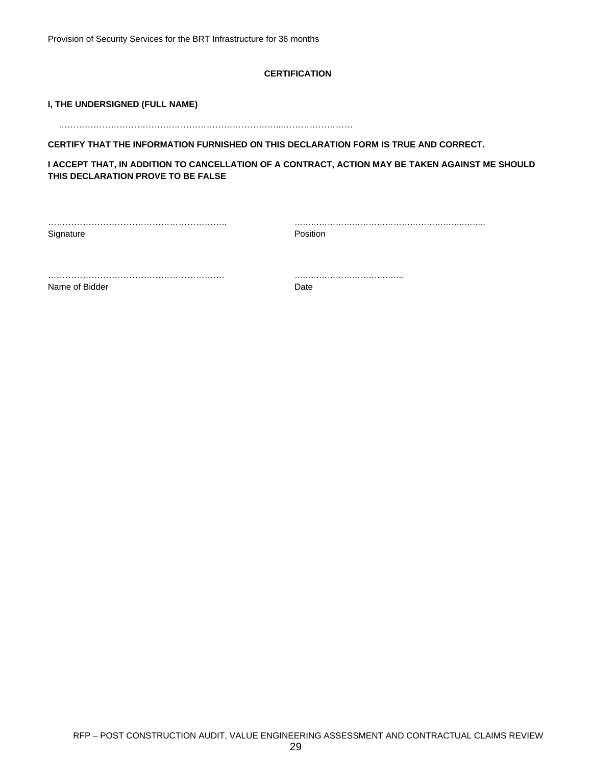**CERTIFICATION**

**I, THE UNDERSIGNED (FULL NAME)**

……………………………………………………………………...……………………

**CERTIFY THAT THE INFORMATION FURNISHED ON THIS DECLARATION FORM IS TRUE AND CORRECT.**

**I ACCEPT THAT, IN ADDITION TO CANCELLATION OF A CONTRACT, ACTION MAY BE TAKEN AGAINST ME SHOULD THIS DECLARATION PROVE TO BE FALSE**

| | |
|---|---|
| ……………………………………………………….. | ………………………………………………………..…….. |
| Signature | Position |
| ………………………………………………………. | …………………………………. |
| Name of Bidder | Date |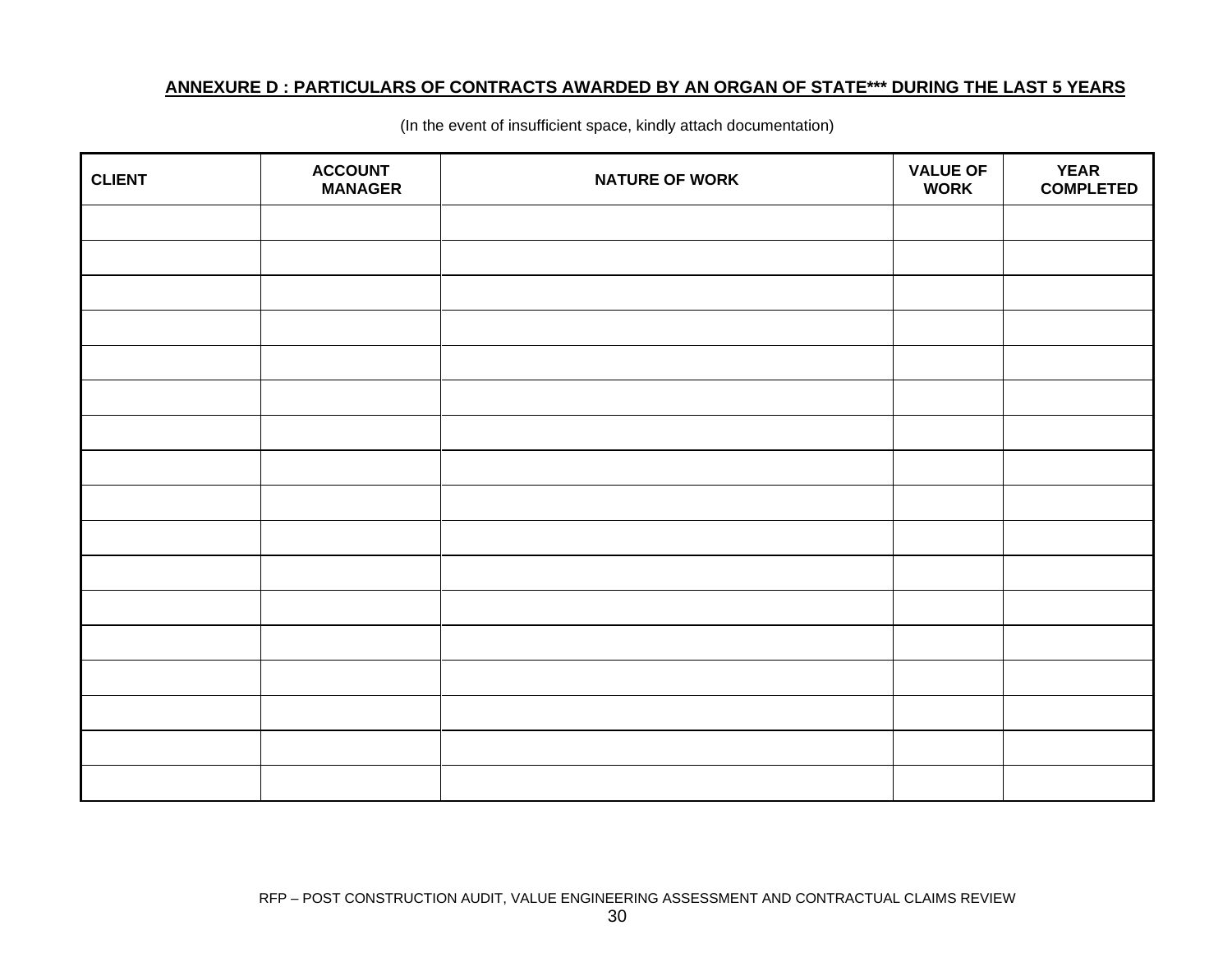## ANNEXURE D : PARTICULARS OF CONTRACTS AWARDED BY AN ORGAN OF STATE*** DURING THE LAST 5 YEARS

(In the event of insufficient space, kindly attach documentation)

| CLIENT | ACCOUNT MANAGER | NATURE OF WORK | VALUE OF WORK | YEAR COMPLETED |
|---|---|---|---|---|
| | | | | |
| | | | | |
| | | | | |
| | | | | |
| | | | | |
| | | | | |
| | | | | |
| | | | | |
| | | | | |
| | | | | |
| | | | | |
| | | | | |
| | | | | |
| | | | | |
| | | | | |
| | | | | |
| | | | | |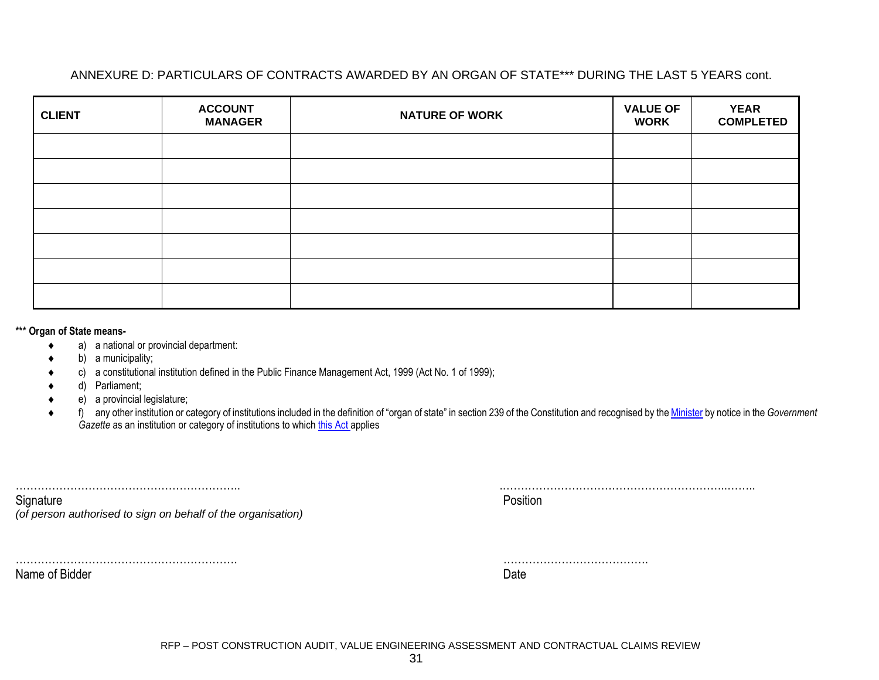ANNEXURE D: PARTICULARS OF CONTRACTS AWARDED BY AN ORGAN OF STATE*** DURING THE LAST 5 YEARS cont.

| CLIENT | ACCOUNT MANAGER | NATURE OF WORK | VALUE OF WORK | YEAR COMPLETED |
|---|---|---|---|---|
| | | | | |
| | | | | |
| | | | | |
| | | | | |
| | | | | |
| | | | | |
| | | | | |

**\*\*\* Organ of State means-**

- a) a national or provincial department:
- b) a municipality;
- c) a constitutional institution defined in the Public Finance Management Act, 1999 (Act No. 1 of 1999);
- d) Parliament;
- e) a provincial legislature;
- f) any other institution or category of institutions included in the definition of "organ of state" in section 239 of the Constitution and recognised by the Minister by notice in the *Government Gazette* as an institution or category of institutions to which this Act applies

………………………………………………….. 
Signature 
*(of person authorised to sign on behalf of the organisation)*

………………………………………………………….. 
Position

…………………………………………………. 
Name of Bidder

…………………………………. 
Date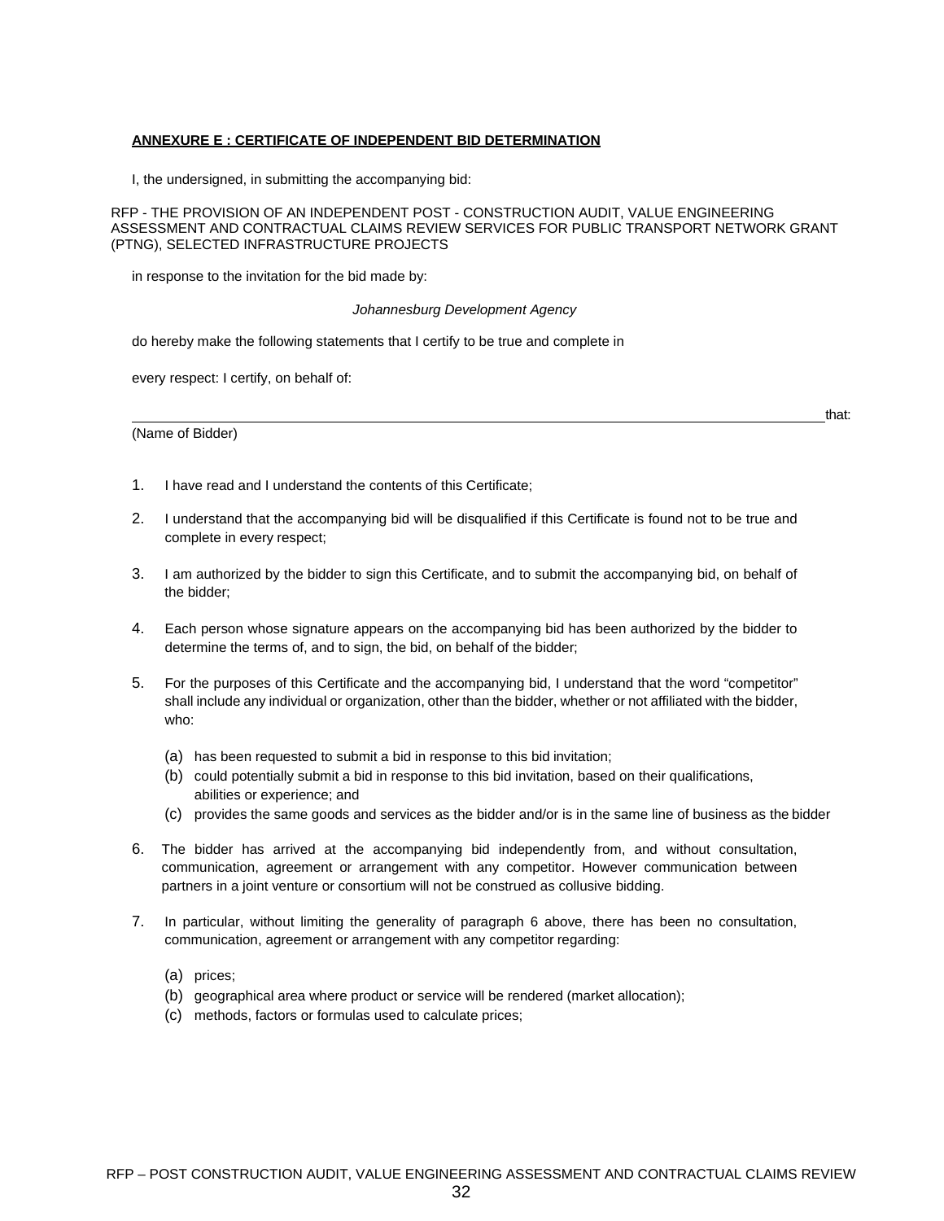## ANNEXURE E : CERTIFICATE OF INDEPENDENT BID DETERMINATION

I, the undersigned, in submitting the accompanying bid:

RFP - THE PROVISION OF AN INDEPENDENT POST - CONSTRUCTION AUDIT, VALUE ENGINEERING ASSESSMENT AND CONTRACTUAL CLAIMS REVIEW SERVICES FOR PUBLIC TRANSPORT NETWORK GRANT (PTNG), SELECTED INFRASTRUCTURE PROJECTS

in response to the invitation for the bid made by:

*Johannesburg Development Agency*

do hereby make the following statements that I certify to be true and complete in

every respect: I certify, on behalf of:

______________________________________________________________________________ that:

(Name of Bidder)

1. I have read and I understand the contents of this Certificate;
2. I understand that the accompanying bid will be disqualified if this Certificate is found not to be true and complete in every respect;
3. I am authorized by the bidder to sign this Certificate, and to submit the accompanying bid, on behalf of the bidder;
4. Each person whose signature appears on the accompanying bid has been authorized by the bidder to determine the terms of, and to sign, the bid, on behalf of the bidder;
5. For the purposes of this Certificate and the accompanying bid, I understand that the word "competitor" shall include any individual or organization, other than the bidder, whether or not affiliated with the bidder, who:
   (a) has been requested to submit a bid in response to this bid invitation;
   (b) could potentially submit a bid in response to this bid invitation, based on their qualifications, abilities or experience; and
   (c) provides the same goods and services as the bidder and/or is in the same line of business as the bidder
6. The bidder has arrived at the accompanying bid independently from, and without consultation, communication, agreement or arrangement with any competitor. However communication between partners in a joint venture or consortium will not be construed as collusive bidding.
7. In particular, without limiting the generality of paragraph 6 above, there has been no consultation, communication, agreement or arrangement with any competitor regarding:
   (a) prices;
   (b) geographical area where product or service will be rendered (market allocation);
   (c) methods, factors or formulas used to calculate prices;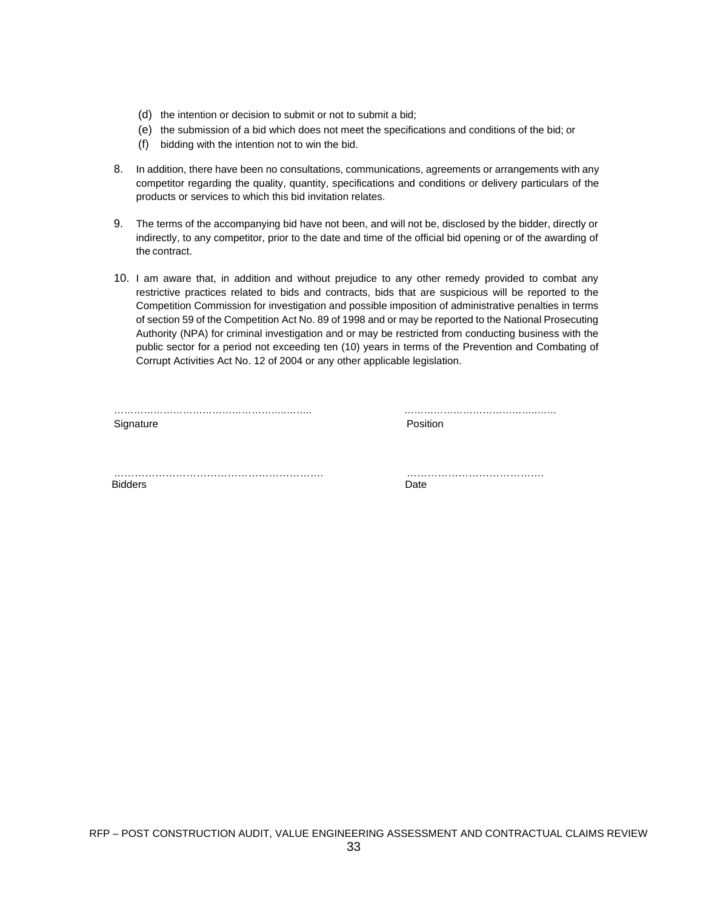(d) the intention or decision to submit or not to submit a bid;
(e) the submission of a bid which does not meet the specifications and conditions of the bid; or
(f) bidding with the intention not to win the bid.

8. In addition, there have been no consultations, communications, agreements or arrangements with any competitor regarding the quality, quantity, specifications and conditions or delivery particulars of the products or services to which this bid invitation relates.

9. The terms of the accompanying bid have not been, and will not be, disclosed by the bidder, directly or indirectly, to any competitor, prior to the date and time of the official bid opening or of the awarding of the contract.

10. I am aware that, in addition and without prejudice to any other remedy provided to combat any restrictive practices related to bids and contracts, bids that are suspicious will be reported to the Competition Commission for investigation and possible imposition of administrative penalties in terms of section 59 of the Competition Act No. 89 of 1998 and or may be reported to the National Prosecuting Authority (NPA) for criminal investigation and or may be restricted from conducting business with the public sector for a period not exceeding ten (10) years in terms of the Prevention and Combating of Corrupt Activities Act No. 12 of 2004 or any other applicable legislation.

………………………………………………….. ………………………………………
Signature Position

…………………………………………………… …………………………………
Bidders Date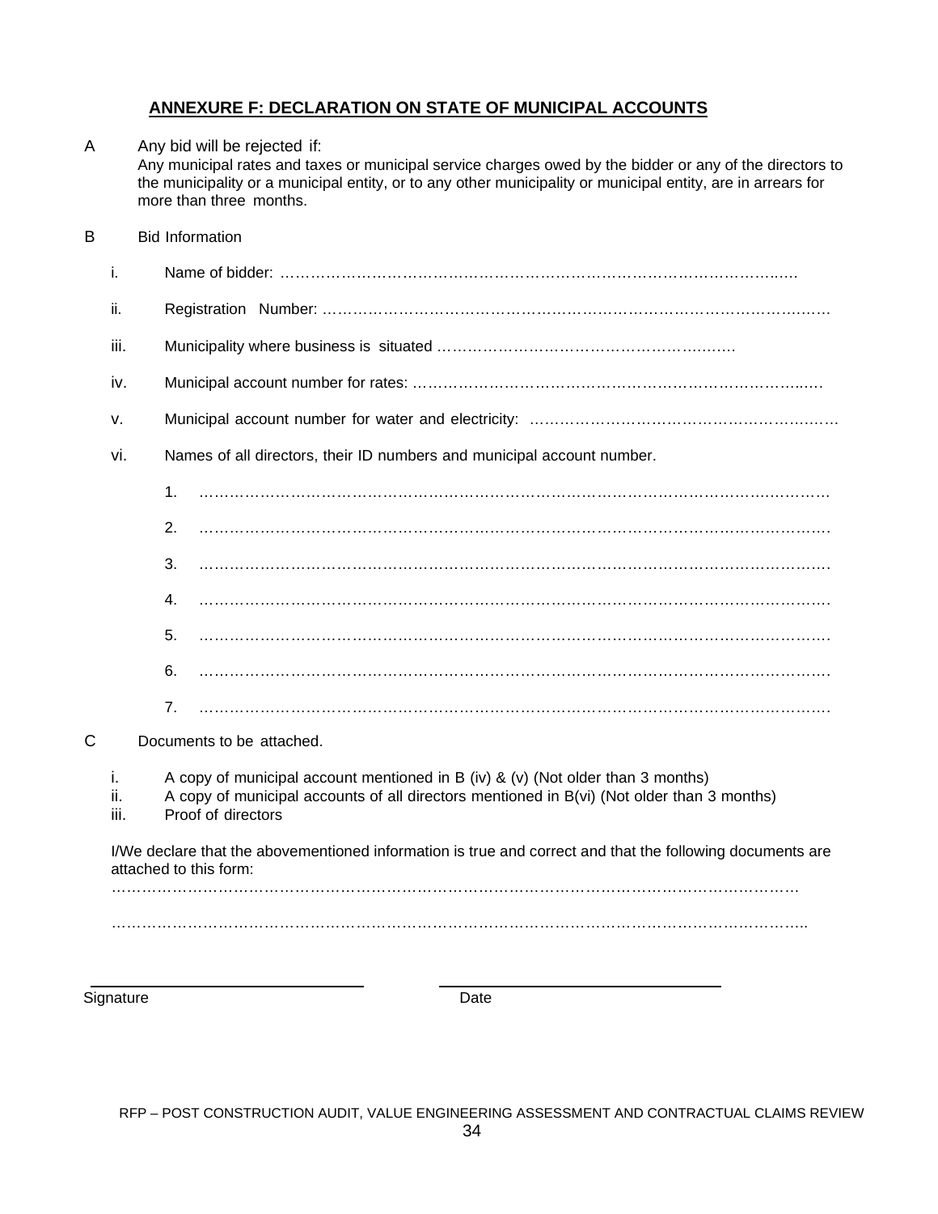## ANNEXURE F: DECLARATION ON STATE OF MUNICIPAL ACCOUNTS

A Any bid will be rejected if:
Any municipal rates and taxes or municipal service charges owed by the bidder or any of the directors to the municipality or a municipal entity, or to any other municipality or municipal entity, are in arrears for more than three months.

B Bid Information

i. Name of bidder: …………………………………………………………………………………………

ii. Registration Number: ……………………………………………………………………………………

iii. Municipality where business is situated ……………………………………………………

iv. Municipal account number for rates: ……………………………………………………………………

v. Municipal account number for water and electricity: ………………………………………………………

vi. Names of all directors, their ID numbers and municipal account number.

1. ……………………………………………………………………………………………………………
2. ……………………………………………………………………………………………………………
3. ……………………………………………………………………………………………………………
4. ……………………………………………………………………………………………………………
5. ……………………………………………………………………………………………………………
6. ……………………………………………………………………………………………………………
7. ……………………………………………………………………………………………………………

C Documents to be attached.

i. A copy of municipal account mentioned in B (iv) & (v) (Not older than 3 months)
ii. A copy of municipal accounts of all directors mentioned in B(vi) (Not older than 3 months)
iii. Proof of directors

I/We declare that the abovementioned information is true and correct and that the following documents are attached to this form:
……………………………………………………………………………………………………………………

……………………………………………………………………………………………………………………

Signature ____________________ Date ____________________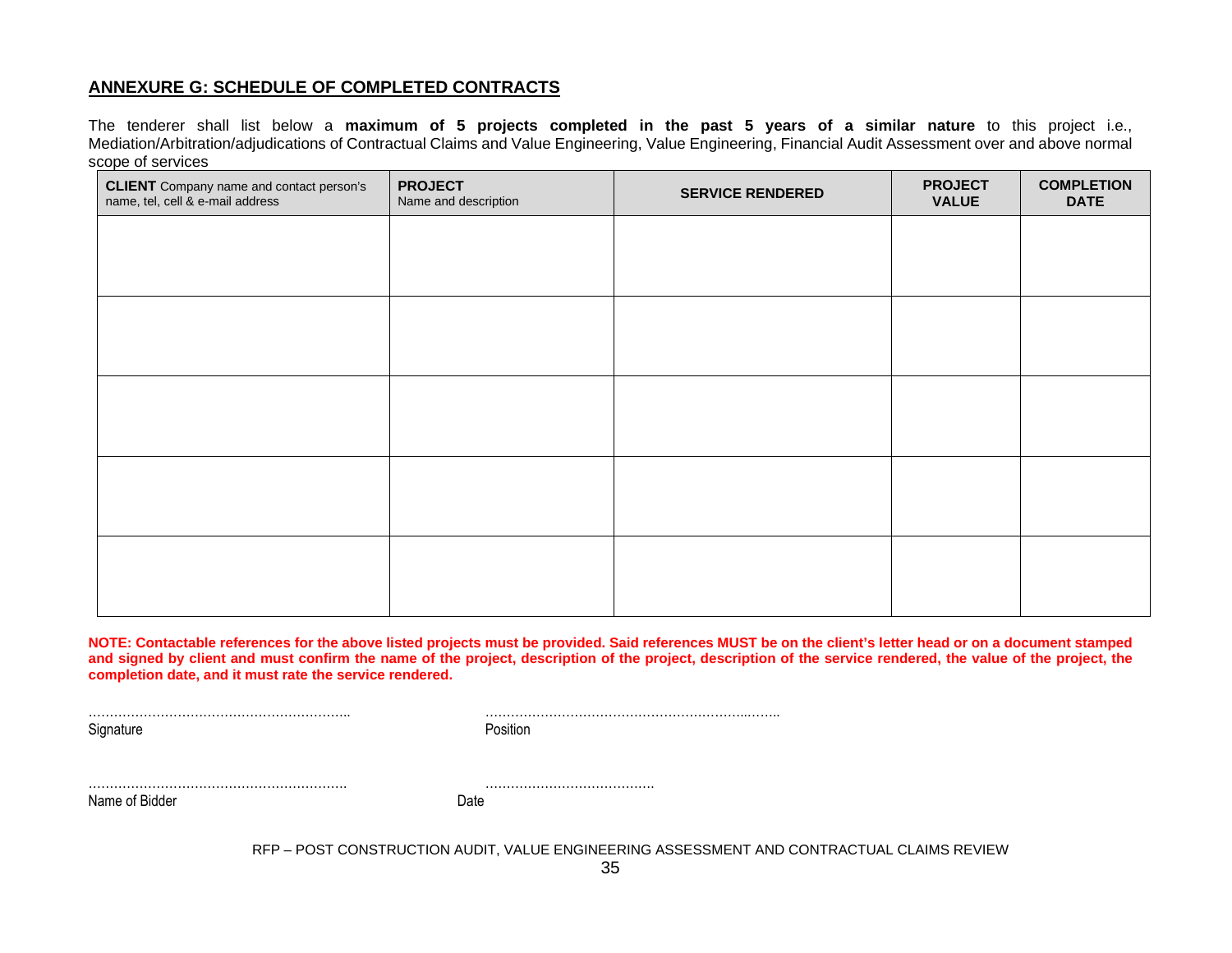## ANNEXURE G: SCHEDULE OF COMPLETED CONTRACTS

The tenderer shall list below a **maximum of 5 projects completed in the past 5 years of a similar nature** to this project i.e., Mediation/Arbitration/adjudications of Contractual Claims and Value Engineering, Value Engineering, Financial Audit Assessment over and above normal scope of services

| **CLIENT** Company name and contact person's name, tel, cell & e-mail address | **PROJECT** Name and description | **SERVICE RENDERED** | **PROJECT VALUE** | **COMPLETION DATE** |
|---|---|---|---|---|
| | | | | |
| | | | | |
| | | | | |
| | | | | |
| | | | | |

**NOTE: Contactable references for the above listed projects must be provided. Said references MUST be on the client's letter head or on a document stamped and signed by client and must confirm the name of the project, description of the project, description of the service rendered, the value of the project, the completion date, and it must rate the service rendered.**

……………………………………………………..  ……………………………………………………..……..
Signature  Position

……………………………………………………..  …………………………………..
Name of Bidder  Date

RFP – POST CONSTRUCTION AUDIT, VALUE ENGINEERING ASSESSMENT AND CONTRACTUAL CLAIMS REVIEW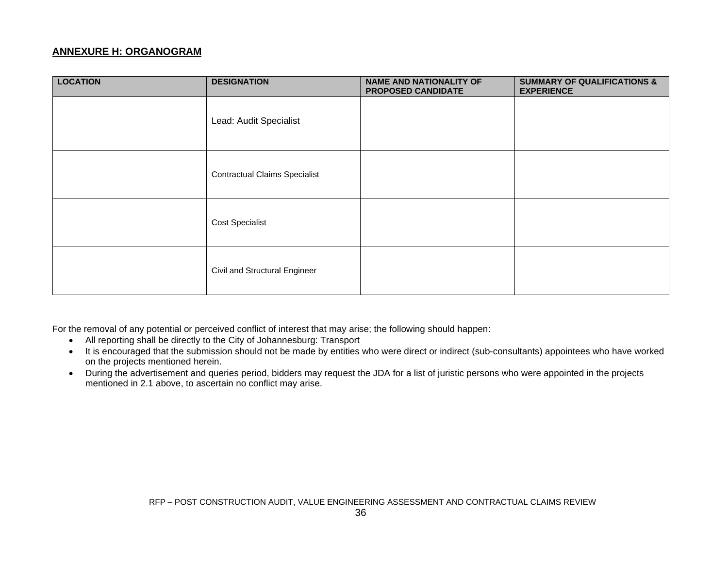## ANNEXURE H: ORGANOGRAM

| LOCATION | DESIGNATION | NAME AND NATIONALITY OF PROPOSED CANDIDATE | SUMMARY OF QUALIFICATIONS & EXPERIENCE |
|---|---|---|---|
| | Lead: Audit Specialist | | |
| | Contractual Claims Specialist | | |
| | Cost Specialist | | |
| | Civil and Structural Engineer | | |

For the removal of any potential or perceived conflict of interest that may arise; the following should happen:

- All reporting shall be directly to the City of Johannesburg: Transport
- It is encouraged that the submission should not be made by entities who were direct or indirect (sub-consultants) appointees who have worked on the projects mentioned herein.
- During the advertisement and queries period, bidders may request the JDA for a list of juristic persons who were appointed in the projects mentioned in 2.1 above, to ascertain no conflict may arise.